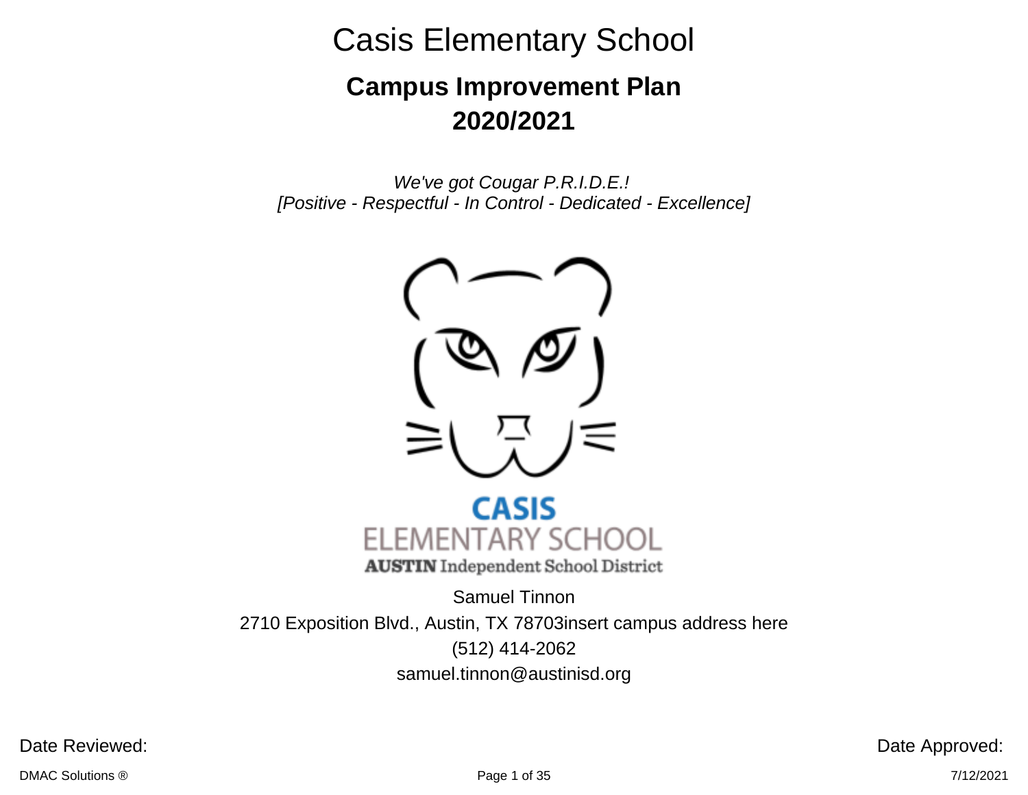# Casis Elementary School

## Campus Improvement Plan
## 2020/2021

*We've got Cougar P.R.I.D.E.!*
*[Positive - Respectful - In Control - Dedicated - Excellence]*

**CASIS**
ELEMENTARY SCHOOL
**AUSTIN** Independent School District

Samuel Tinnon

2710 Exposition Blvd., Austin, TX 78703insert campus address here

(512) 414-2062

samuel.tinnon@austinisd.org

Date Reviewed:

Date Approved: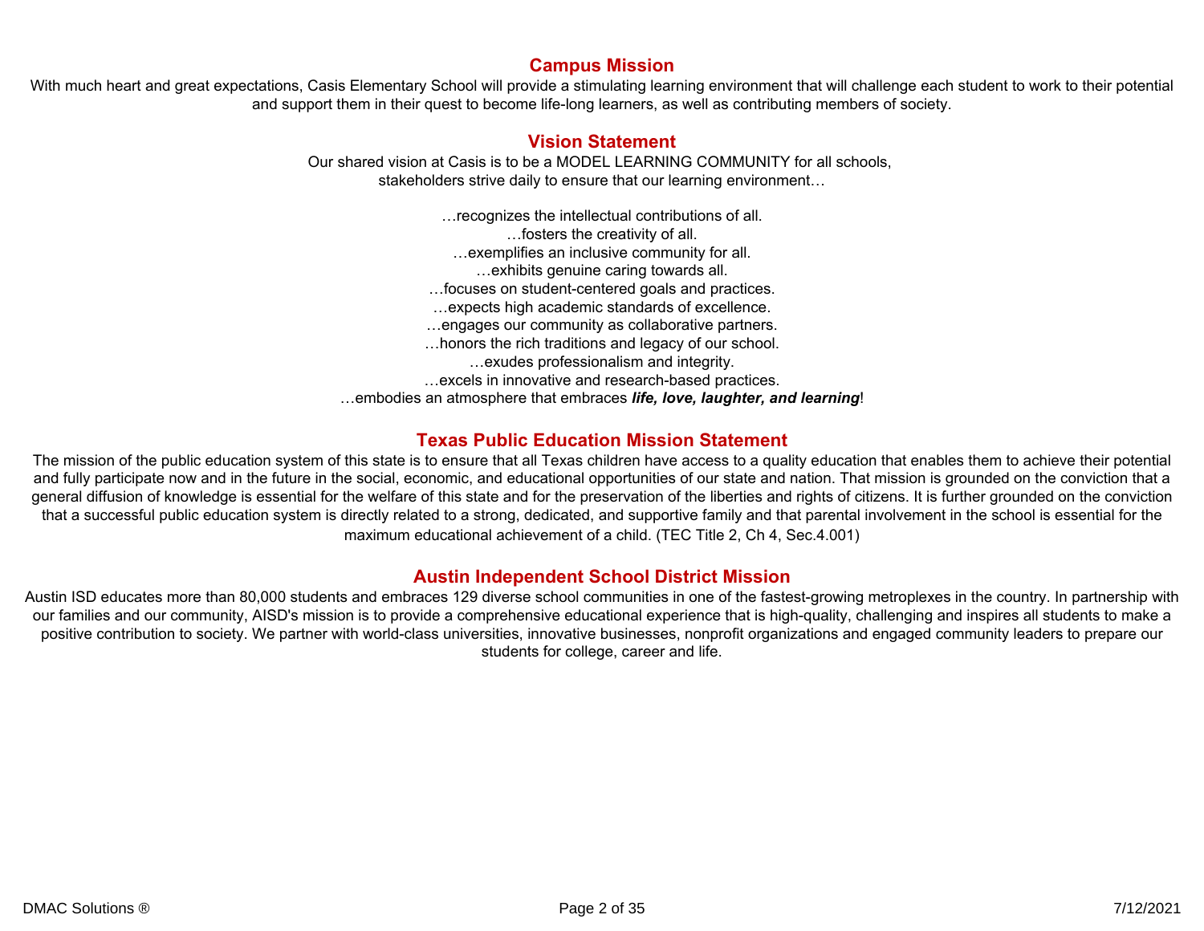## Campus Mission

With much heart and great expectations, Casis Elementary School will provide a stimulating learning environment that will challenge each student to work to their potential and support them in their quest to become life-long learners, as well as contributing members of society.

## Vision Statement

Our shared vision at Casis is to be a MODEL LEARNING COMMUNITY for all schools, stakeholders strive daily to ensure that our learning environment…

…recognizes the intellectual contributions of all.
…fosters the creativity of all.
…exemplifies an inclusive community for all.
…exhibits genuine caring towards all.
…focuses on student-centered goals and practices.
…expects high academic standards of excellence.
…engages our community as collaborative partners.
…honors the rich traditions and legacy of our school.
…exudes professionalism and integrity.
…excels in innovative and research-based practices.
…embodies an atmosphere that embraces ***life, love, laughter, and learning***!

## Texas Public Education Mission Statement

The mission of the public education system of this state is to ensure that all Texas children have access to a quality education that enables them to achieve their potential and fully participate now and in the future in the social, economic, and educational opportunities of our state and nation. That mission is grounded on the conviction that a general diffusion of knowledge is essential for the welfare of this state and for the preservation of the liberties and rights of citizens. It is further grounded on the conviction that a successful public education system is directly related to a strong, dedicated, and supportive family and that parental involvement in the school is essential for the maximum educational achievement of a child. (TEC Title 2, Ch 4, Sec.4.001)

## Austin Independent School District Mission

Austin ISD educates more than 80,000 students and embraces 129 diverse school communities in one of the fastest-growing metroplexes in the country. In partnership with our families and our community, AISD's mission is to provide a comprehensive educational experience that is high-quality, challenging and inspires all students to make a positive contribution to society. We partner with world-class universities, innovative businesses, nonprofit organizations and engaged community leaders to prepare our students for college, career and life.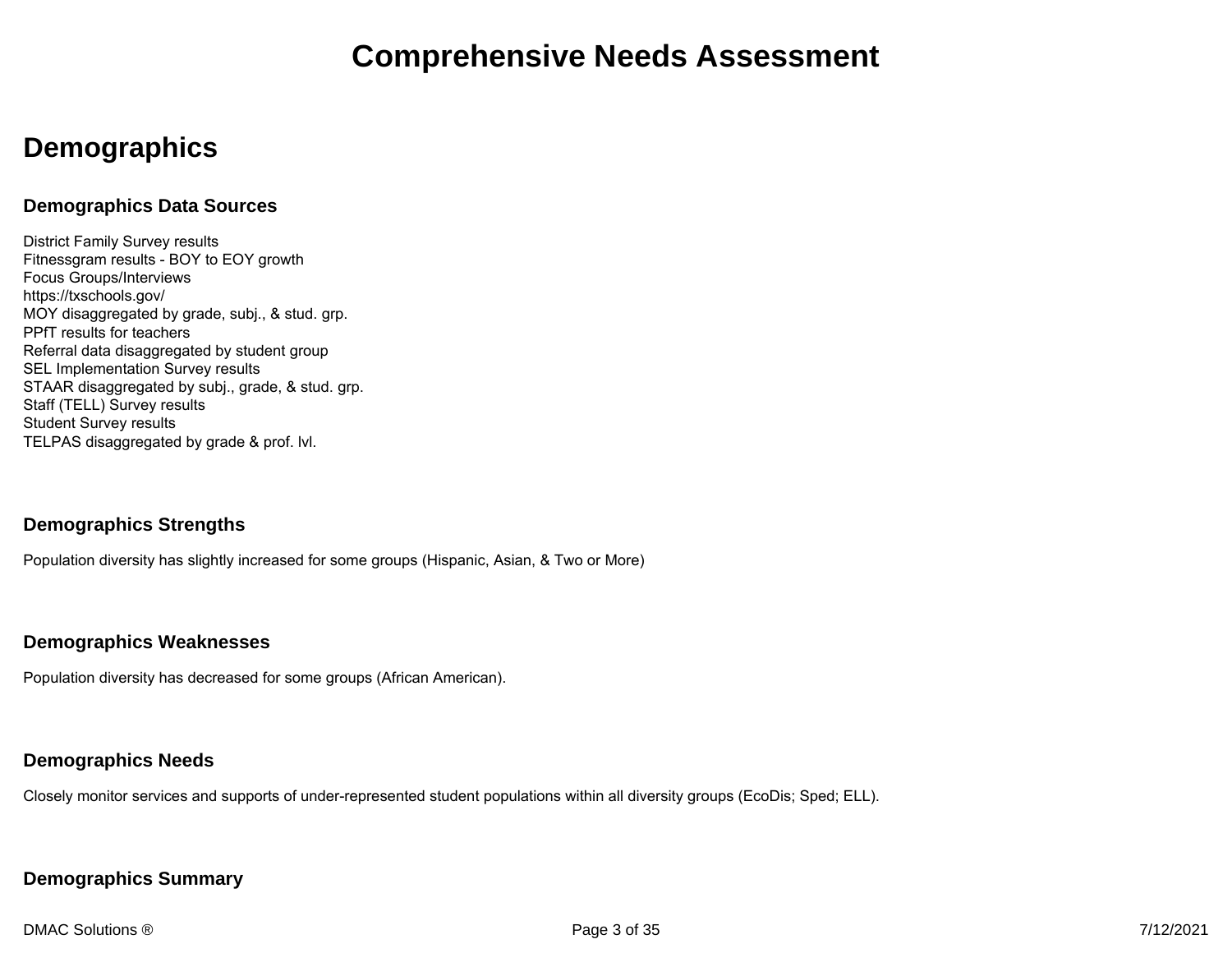# Comprehensive Needs Assessment

## Demographics

### Demographics Data Sources

District Family Survey results
Fitnessgram results - BOY to EOY growth
Focus Groups/Interviews
https://txschools.gov/
MOY disaggregated by grade, subj., & stud. grp.
PPfT results for teachers
Referral data disaggregated by student group
SEL Implementation Survey results
STAAR disaggregated by subj., grade, & stud. grp.
Staff (TELL) Survey results
Student Survey results
TELPAS disaggregated by grade & prof. lvl.

### Demographics Strengths

Population diversity has slightly increased for some groups (Hispanic, Asian, & Two or More)

### Demographics Weaknesses

Population diversity has decreased for some groups (African American).

### Demographics Needs

Closely monitor services and supports of under-represented student populations within all diversity groups (EcoDis; Sped; ELL).

### Demographics Summary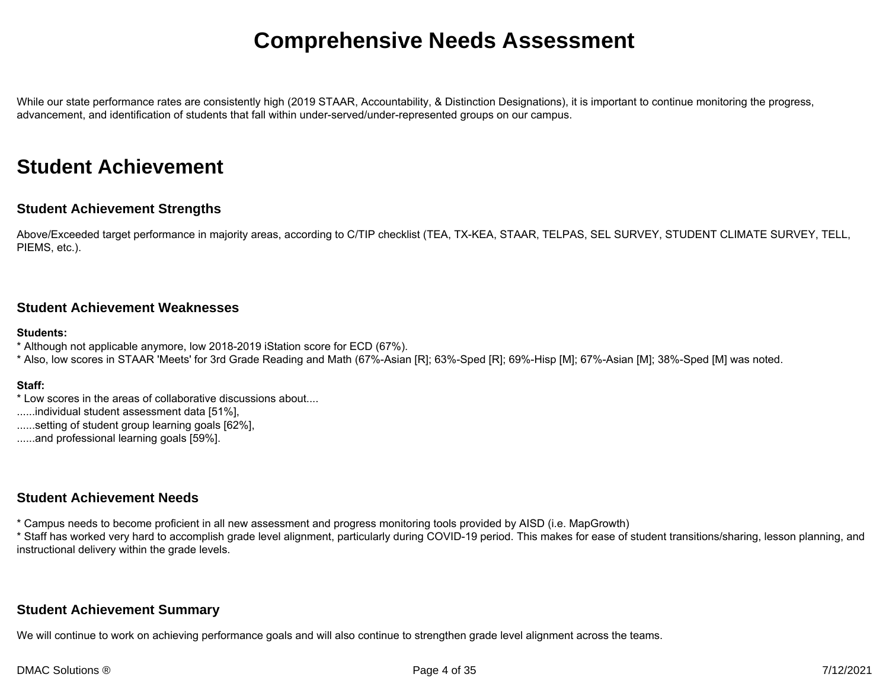# Comprehensive Needs Assessment

While our state performance rates are consistently high (2019 STAAR, Accountability, & Distinction Designations), it is important to continue monitoring the progress, advancement, and identification of students that fall within under-served/under-represented groups on our campus.

## Student Achievement

### Student Achievement Strengths

Above/Exceeded target performance in majority areas, according to C/TIP checklist (TEA, TX-KEA, STAAR, TELPAS, SEL SURVEY, STUDENT CLIMATE SURVEY, TELL, PIEMS, etc.).

### Student Achievement Weaknesses

**Students:**

* Although not applicable anymore, low 2018-2019 iStation score for ECD (67%).
* Also, low scores in STAAR 'Meets' for 3rd Grade Reading and Math (67%-Asian [R]; 63%-Sped [R]; 69%-Hisp [M]; 67%-Asian [M]; 38%-Sped [M] was noted.

**Staff:**

* Low scores in the areas of collaborative discussions about....

......individual student assessment data [51%],

......setting of student group learning goals [62%],

......and professional learning goals [59%].

### Student Achievement Needs

* Campus needs to become proficient in all new assessment and progress monitoring tools provided by AISD (i.e. MapGrowth)
* Staff has worked very hard to accomplish grade level alignment, particularly during COVID-19 period. This makes for ease of student transitions/sharing, lesson planning, and instructional delivery within the grade levels.

### Student Achievement Summary

We will continue to work on achieving performance goals and will also continue to strengthen grade level alignment across the teams.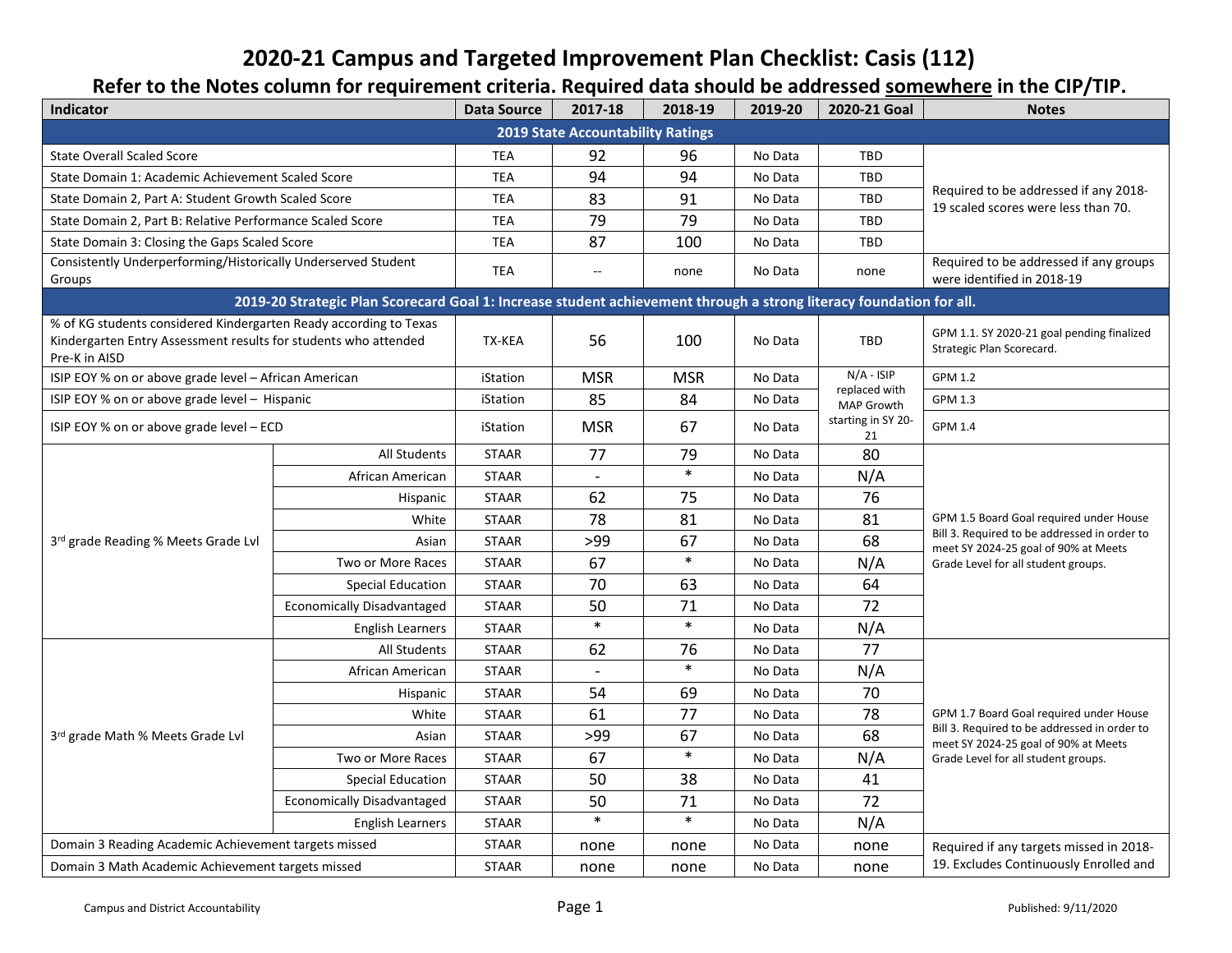# 2020-21 Campus and Targeted Improvement Plan Checklist: Casis (112)

## Refer to the Notes column for requirement criteria. Required data should be addressed somewhere in the CIP/TIP.

| Indicator | | Data Source | 2017-18 | 2018-19 | 2019-20 | 2020-21 Goal | Notes |
|---|---|---|---|---|---|---|---|
| **2019 State Accountability Ratings** | | | | | | | |
| State Overall Scaled Score | | TEA | 92 | 96 | No Data | TBD | Required to be addressed if any 2018-19 scaled scores were less than 70. |
| State Domain 1: Academic Achievement Scaled Score | | TEA | 94 | 94 | No Data | TBD | |
| State Domain 2, Part A: Student Growth Scaled Score | | TEA | 83 | 91 | No Data | TBD | |
| State Domain 2, Part B: Relative Performance Scaled Score | | TEA | 79 | 79 | No Data | TBD | |
| State Domain 3: Closing the Gaps Scaled Score | | TEA | 87 | 100 | No Data | TBD | |
| Consistently Underperforming/Historically Underserved Student Groups | | TEA | -- | none | No Data | none | Required to be addressed if any groups were identified in 2018-19 |
| **2019-20 Strategic Plan Scorecard Goal 1: Increase student achievement through a strong literacy foundation for all.** | | | | | | | |
| % of KG students considered Kindergarten Ready according to Texas Kindergarten Entry Assessment results for students who attended Pre-K in AISD | | TX-KEA | 56 | 100 | No Data | TBD | GPM 1.1. SY 2020-21 goal pending finalized Strategic Plan Scorecard. |
| ISIP EOY % on or above grade level – African American | | iStation | MSR | MSR | No Data | N/A - ISIP replaced with MAP Growth starting in SY 20-21 | GPM 1.2 |
| ISIP EOY % on or above grade level – Hispanic | | iStation | 85 | 84 | No Data | | GPM 1.3 |
| ISIP EOY % on or above grade level – ECD | | iStation | MSR | 67 | No Data | | GPM 1.4 |
| 3rd grade Reading % Meets Grade Lvl | All Students | STAAR | 77 | 79 | No Data | 80 | GPM 1.5 Board Goal required under House Bill 3. Required to be addressed in order to meet SY 2024-25 goal of 90% at Meets Grade Level for all student groups. |
| | African American | STAAR | - | * | No Data | N/A | |
| | Hispanic | STAAR | 62 | 75 | No Data | 76 | |
| | White | STAAR | 78 | 81 | No Data | 81 | |
| | Asian | STAAR | >99 | 67 | No Data | 68 | |
| | Two or More Races | STAAR | 67 | * | No Data | N/A | |
| | Special Education | STAAR | 70 | 63 | No Data | 64 | |
| | Economically Disadvantaged | STAAR | 50 | 71 | No Data | 72 | |
| | English Learners | STAAR | * | * | No Data | N/A | |
| 3rd grade Math % Meets Grade Lvl | All Students | STAAR | 62 | 76 | No Data | 77 | GPM 1.7 Board Goal required under House Bill 3. Required to be addressed in order to meet SY 2024-25 goal of 90% at Meets Grade Level for all student groups. |
| | African American | STAAR | - | * | No Data | N/A | |
| | Hispanic | STAAR | 54 | 69 | No Data | 70 | |
| | White | STAAR | 61 | 77 | No Data | 78 | |
| | Asian | STAAR | >99 | 67 | No Data | 68 | |
| | Two or More Races | STAAR | 67 | * | No Data | N/A | |
| | Special Education | STAAR | 50 | 38 | No Data | 41 | |
| | Economically Disadvantaged | STAAR | 50 | 71 | No Data | 72 | |
| | English Learners | STAAR | * | * | No Data | N/A | |
| Domain 3 Reading Academic Achievement targets missed | | STAAR | none | none | No Data | none | Required if any targets missed in 2018-19. Excludes Continuously Enrolled and |
| Domain 3 Math Academic Achievement targets missed | | STAAR | none | none | No Data | none | |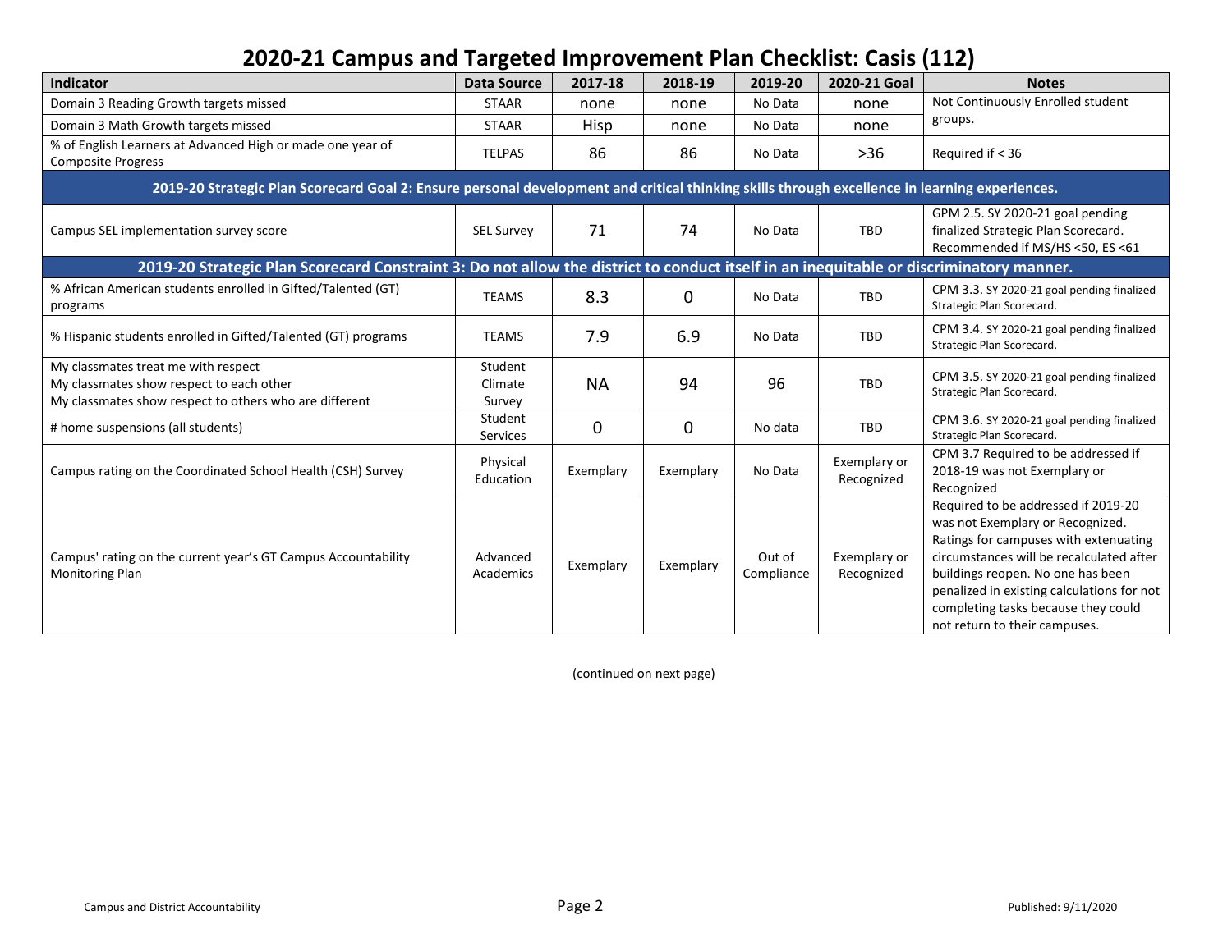# 2020-21 Campus and Targeted Improvement Plan Checklist: Casis (112)

| Indicator | Data Source | 2017-18 | 2018-19 | 2019-20 | 2020-21 Goal | Notes |
|---|---|---|---|---|---|---|
| Domain 3 Reading Growth targets missed | STAAR | none | none | No Data | none | Not Continuously Enrolled student groups. |
| Domain 3 Math Growth targets missed | STAAR | Hisp | none | No Data | none | |
| % of English Learners at Advanced High or made one year of Composite Progress | TELPAS | 86 | 86 | No Data | >36 | Required if < 36 |
| **2019-20 Strategic Plan Scorecard Goal 2: Ensure personal development and critical thinking skills through excellence in learning experiences.** | | | | | | |
| Campus SEL implementation survey score | SEL Survey | 71 | 74 | No Data | TBD | GPM 2.5. SY 2020-21 goal pending finalized Strategic Plan Scorecard. Recommended if MS/HS <50, ES <61 |
| **2019-20 Strategic Plan Scorecard Constraint 3: Do not allow the district to conduct itself in an inequitable or discriminatory manner.** | | | | | | |
| % African American students enrolled in Gifted/Talented (GT) programs | TEAMS | 8.3 | 0 | No Data | TBD | CPM 3.3. SY 2020-21 goal pending finalized Strategic Plan Scorecard. |
| % Hispanic students enrolled in Gifted/Talented (GT) programs | TEAMS | 7.9 | 6.9 | No Data | TBD | CPM 3.4. SY 2020-21 goal pending finalized Strategic Plan Scorecard. |
| My classmates treat me with respect<br>My classmates show respect to each other<br>My classmates show respect to others who are different | Student Climate Survey | NA | 94 | 96 | TBD | CPM 3.5. SY 2020-21 goal pending finalized Strategic Plan Scorecard. |
| # home suspensions (all students) | Student Services | 0 | 0 | No data | TBD | CPM 3.6. SY 2020-21 goal pending finalized Strategic Plan Scorecard. |
| Campus rating on the Coordinated School Health (CSH) Survey | Physical Education | Exemplary | Exemplary | No Data | Exemplary or Recognized | CPM 3.7 Required to be addressed if 2018-19 was not Exemplary or Recognized |
| Campus' rating on the current year's GT Campus Accountability Monitoring Plan | Advanced Academics | Exemplary | Exemplary | Out of Compliance | Exemplary or Recognized | Required to be addressed if 2019-20 was not Exemplary or Recognized. Ratings for campuses with extenuating circumstances will be recalculated after buildings reopen. No one has been penalized in existing calculations for not completing tasks because they could not return to their campuses. |

(continued on next page)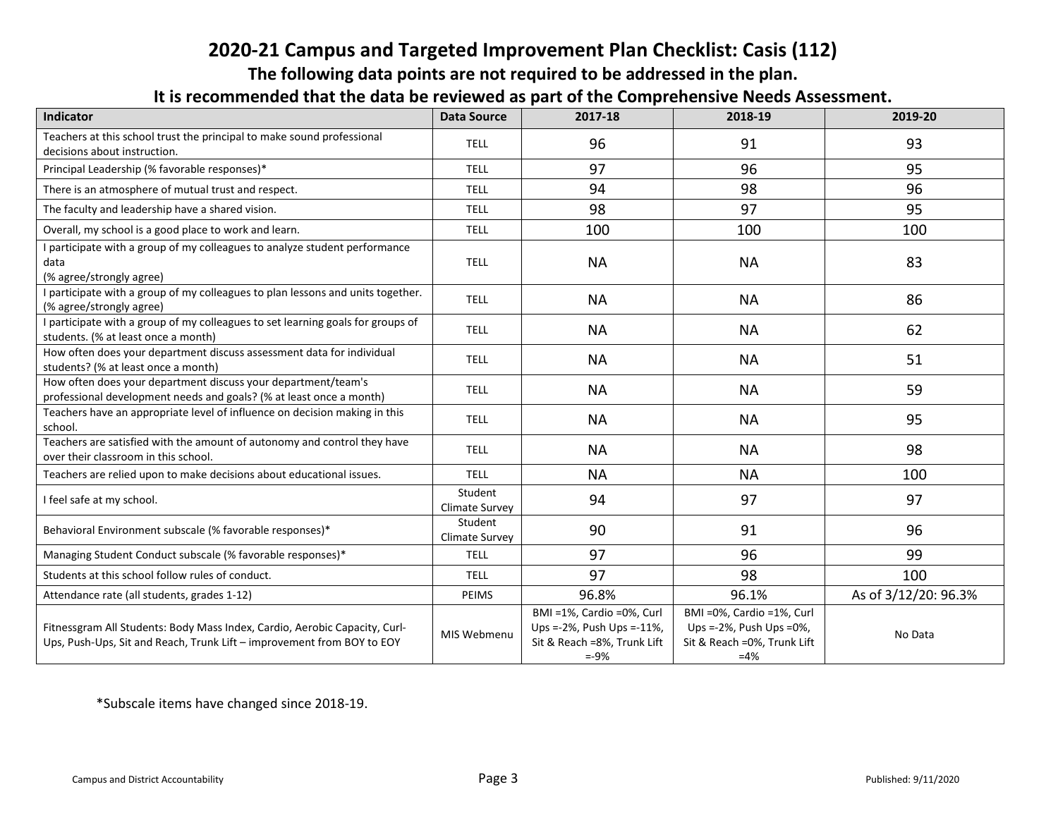# 2020-21 Campus and Targeted Improvement Plan Checklist: Casis (112)

**The following data points are not required to be addressed in the plan.**

**It is recommended that the data be reviewed as part of the Comprehensive Needs Assessment.**

| Indicator | Data Source | 2017-18 | 2018-19 | 2019-20 |
|---|---|---|---|---|
| Teachers at this school trust the principal to make sound professional decisions about instruction. | TELL | 96 | 91 | 93 |
| Principal Leadership (% favorable responses)* | TELL | 97 | 96 | 95 |
| There is an atmosphere of mutual trust and respect. | TELL | 94 | 98 | 96 |
| The faculty and leadership have a shared vision. | TELL | 98 | 97 | 95 |
| Overall, my school is a good place to work and learn. | TELL | 100 | 100 | 100 |
| I participate with a group of my colleagues to analyze student performance data (% agree/strongly agree) | TELL | NA | NA | 83 |
| I participate with a group of my colleagues to plan lessons and units together. (% agree/strongly agree) | TELL | NA | NA | 86 |
| I participate with a group of my colleagues to set learning goals for groups of students. (% at least once a month) | TELL | NA | NA | 62 |
| How often does your department discuss assessment data for individual students? (% at least once a month) | TELL | NA | NA | 51 |
| How often does your department discuss your department/team's professional development needs and goals? (% at least once a month) | TELL | NA | NA | 59 |
| Teachers have an appropriate level of influence on decision making in this school. | TELL | NA | NA | 95 |
| Teachers are satisfied with the amount of autonomy and control they have over their classroom in this school. | TELL | NA | NA | 98 |
| Teachers are relied upon to make decisions about educational issues. | TELL | NA | NA | 100 |
| I feel safe at my school. | Student Climate Survey | 94 | 97 | 97 |
| Behavioral Environment subscale (% favorable responses)* | Student Climate Survey | 90 | 91 | 96 |
| Managing Student Conduct subscale (% favorable responses)* | TELL | 97 | 96 | 99 |
| Students at this school follow rules of conduct. | TELL | 97 | 98 | 100 |
| Attendance rate (all students, grades 1-12) | PEIMS | 96.8% | 96.1% | As of 3/12/20: 96.3% |
| Fitnessgram All Students: Body Mass Index, Cardio, Aerobic Capacity, Curl-Ups, Push-Ups, Sit and Reach, Trunk Lift – improvement from BOY to EOY | MIS Webmenu | BMI =1%, Cardio =0%, Curl Ups =-2%, Push Ups =-11%, Sit & Reach =8%, Trunk Lift =-9% | BMI =0%, Cardio =1%, Curl Ups =-2%, Push Ups =0%, Sit & Reach =0%, Trunk Lift =4% | No Data |

*Subscale items have changed since 2018-19.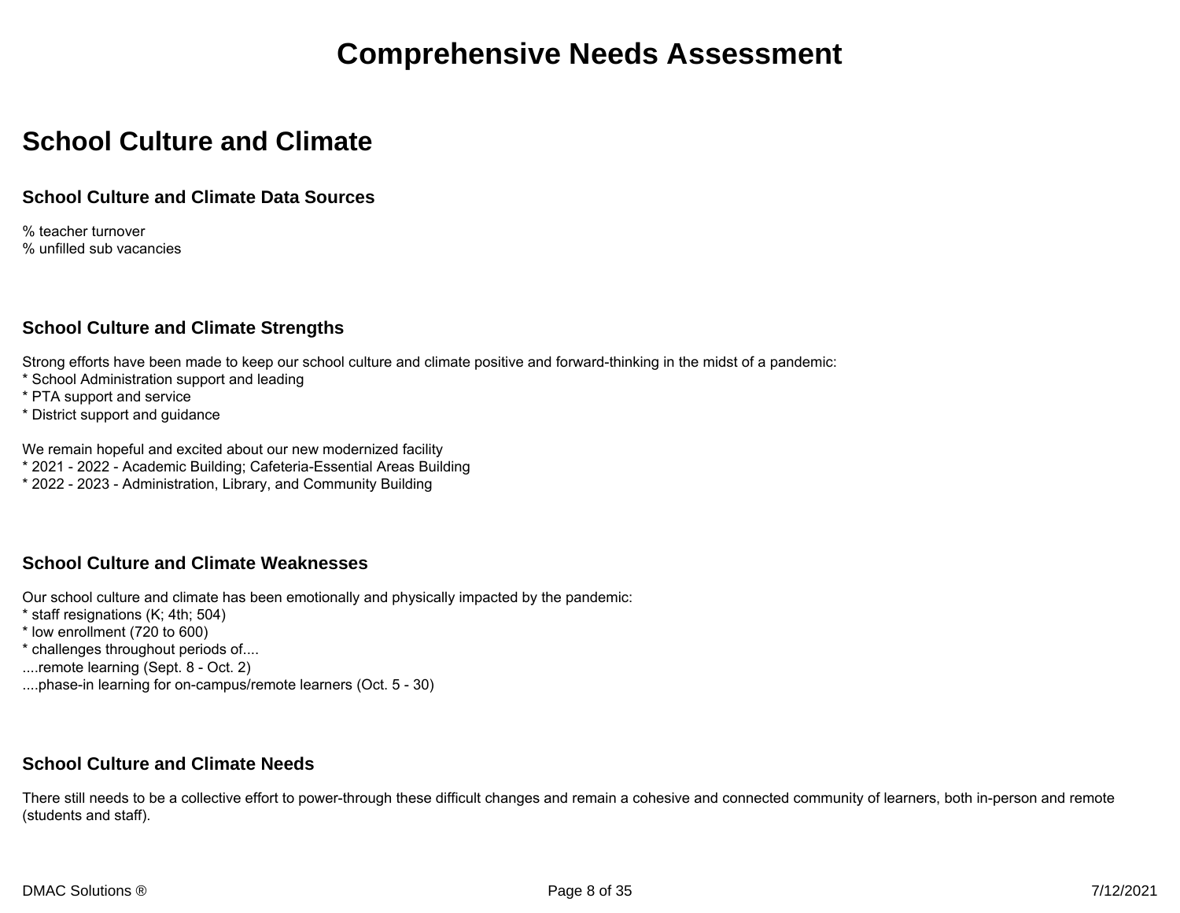# Comprehensive Needs Assessment

## School Culture and Climate

### School Culture and Climate Data Sources

% teacher turnover
% unfilled sub vacancies

### School Culture and Climate Strengths

Strong efforts have been made to keep our school culture and climate positive and forward-thinking in the midst of a pandemic:
* School Administration support and leading
* PTA support and service
* District support and guidance

We remain hopeful and excited about our new modernized facility
* 2021 - 2022 - Academic Building; Cafeteria-Essential Areas Building
* 2022 - 2023 - Administration, Library, and Community Building

### School Culture and Climate Weaknesses

Our school culture and climate has been emotionally and physically impacted by the pandemic:
* staff resignations (K; 4th; 504)
* low enrollment (720 to 600)
* challenges throughout periods of....
....remote learning (Sept. 8 - Oct. 2)
....phase-in learning for on-campus/remote learners (Oct. 5 - 30)

### School Culture and Climate Needs

There still needs to be a collective effort to power-through these difficult changes and remain a cohesive and connected community of learners, both in-person and remote (students and staff).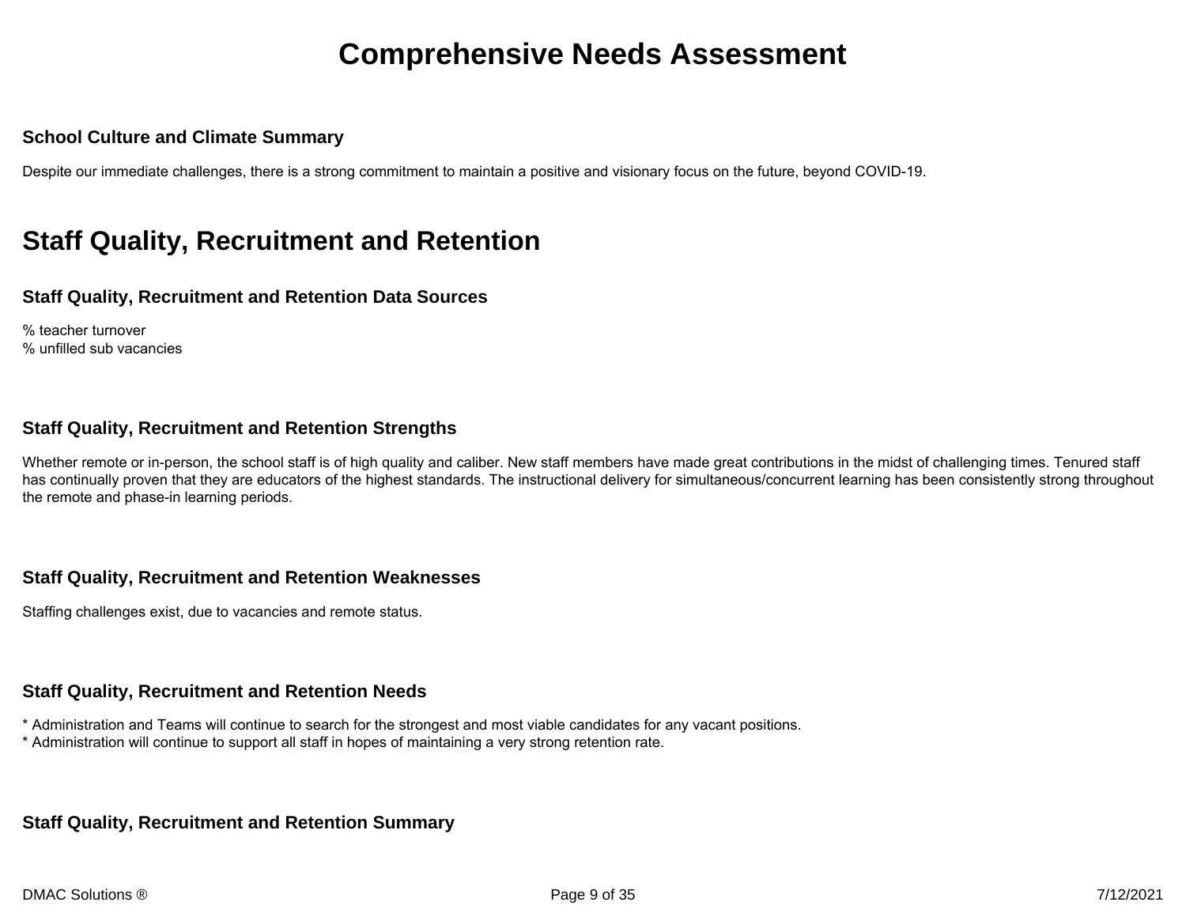# Comprehensive Needs Assessment

### School Culture and Climate Summary

Despite our immediate challenges, there is a strong commitment to maintain a positive and visionary focus on the future, beyond COVID-19.

## Staff Quality, Recruitment and Retention

### Staff Quality, Recruitment and Retention Data Sources

% teacher turnover
% unfilled sub vacancies

### Staff Quality, Recruitment and Retention Strengths

Whether remote or in-person, the school staff is of high quality and caliber. New staff members have made great contributions in the midst of challenging times. Tenured staff has continually proven that they are educators of the highest standards. The instructional delivery for simultaneous/concurrent learning has been consistently strong throughout the remote and phase-in learning periods.

### Staff Quality, Recruitment and Retention Weaknesses

Staffing challenges exist, due to vacancies and remote status.

### Staff Quality, Recruitment and Retention Needs

* Administration and Teams will continue to search for the strongest and most viable candidates for any vacant positions.
* Administration will continue to support all staff in hopes of maintaining a very strong retention rate.

### Staff Quality, Recruitment and Retention Summary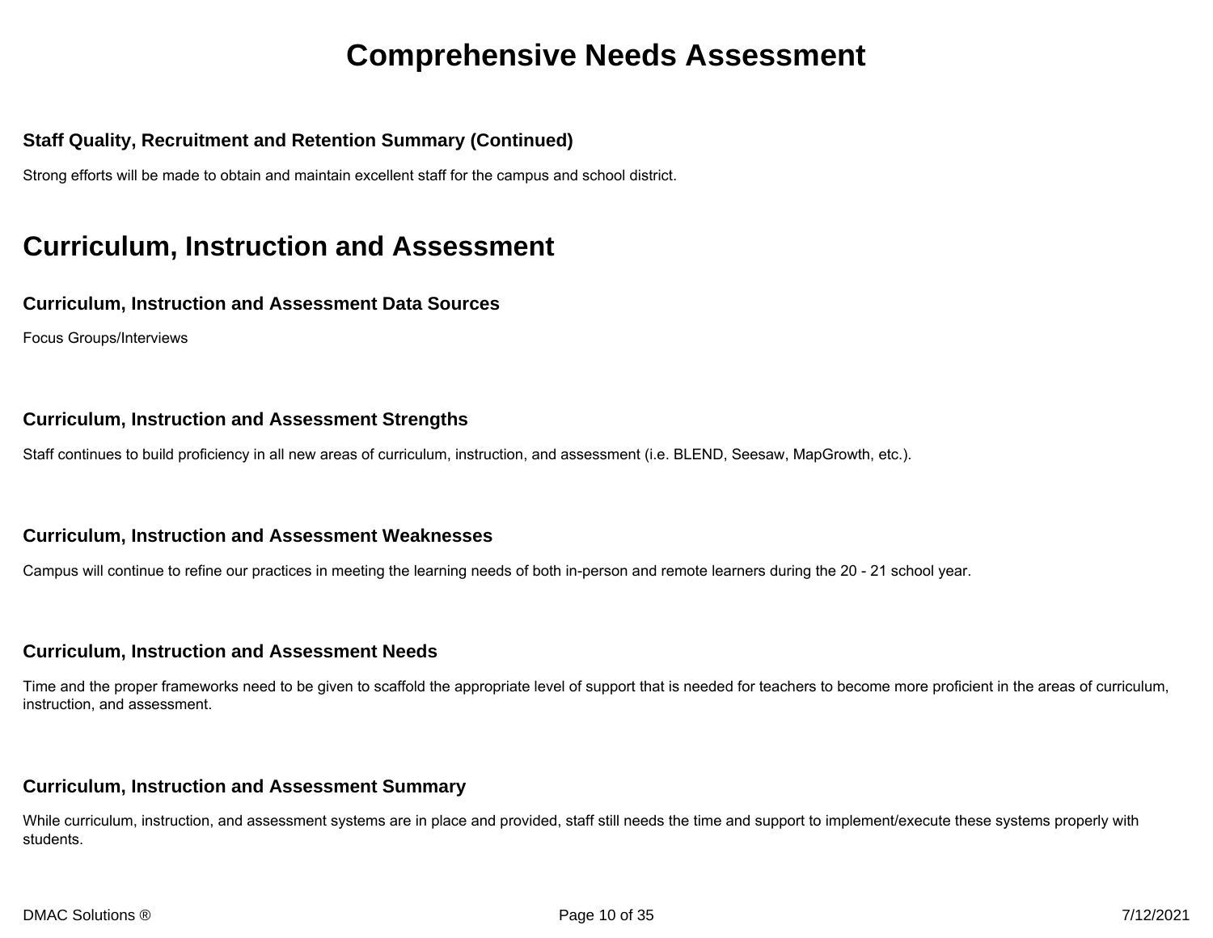# Comprehensive Needs Assessment

### Staff Quality, Recruitment and Retention Summary (Continued)

Strong efforts will be made to obtain and maintain excellent staff for the campus and school district.

## Curriculum, Instruction and Assessment

### Curriculum, Instruction and Assessment Data Sources

Focus Groups/Interviews

### Curriculum, Instruction and Assessment Strengths

Staff continues to build proficiency in all new areas of curriculum, instruction, and assessment (i.e. BLEND, Seesaw, MapGrowth, etc.).

### Curriculum, Instruction and Assessment Weaknesses

Campus will continue to refine our practices in meeting the learning needs of both in-person and remote learners during the 20 - 21 school year.

### Curriculum, Instruction and Assessment Needs

Time and the proper frameworks need to be given to scaffold the appropriate level of support that is needed for teachers to become more proficient in the areas of curriculum, instruction, and assessment.

### Curriculum, Instruction and Assessment Summary

While curriculum, instruction, and assessment systems are in place and provided, staff still needs the time and support to implement/execute these systems properly with students.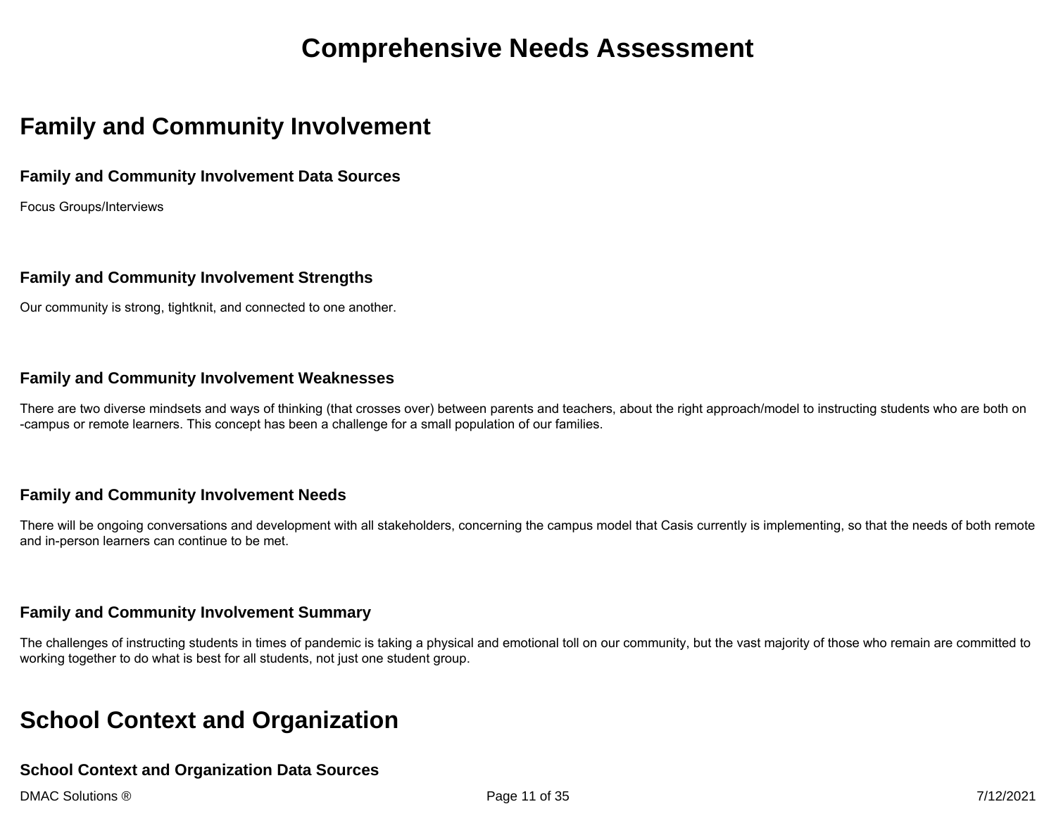# Comprehensive Needs Assessment

## Family and Community Involvement

### Family and Community Involvement Data Sources

Focus Groups/Interviews

### Family and Community Involvement Strengths

Our community is strong, tightknit, and connected to one another.

### Family and Community Involvement Weaknesses

There are two diverse mindsets and ways of thinking (that crosses over) between parents and teachers, about the right approach/model to instructing students who are both on-campus or remote learners. This concept has been a challenge for a small population of our families.

### Family and Community Involvement Needs

There will be ongoing conversations and development with all stakeholders, concerning the campus model that Casis currently is implementing, so that the needs of both remote and in-person learners can continue to be met.

### Family and Community Involvement Summary

The challenges of instructing students in times of pandemic is taking a physical and emotional toll on our community, but the vast majority of those who remain are committed to working together to do what is best for all students, not just one student group.

## School Context and Organization

### School Context and Organization Data Sources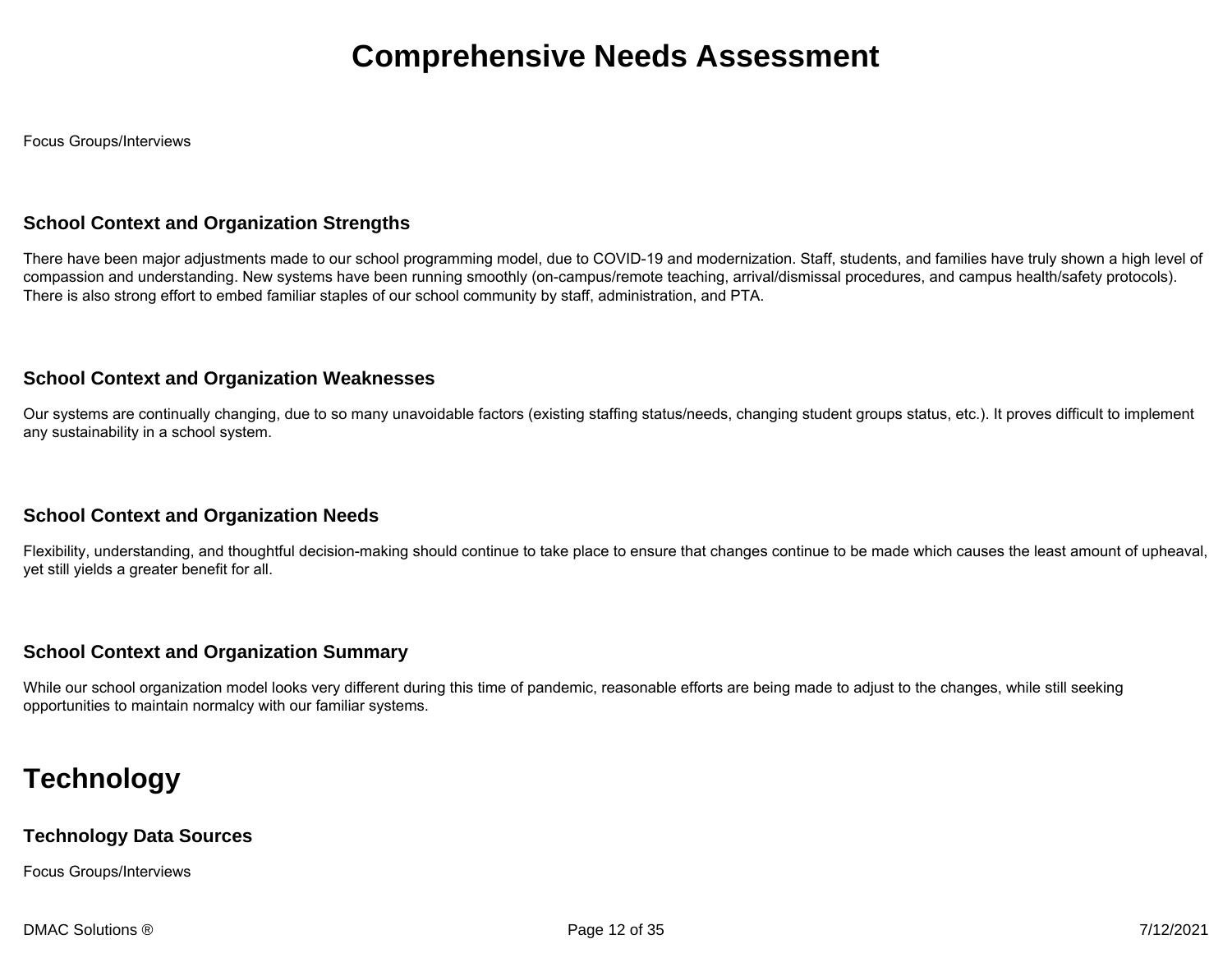# Comprehensive Needs Assessment

Focus Groups/Interviews

### School Context and Organization Strengths

There have been major adjustments made to our school programming model, due to COVID-19 and modernization. Staff, students, and families have truly shown a high level of compassion and understanding. New systems have been running smoothly (on-campus/remote teaching, arrival/dismissal procedures, and campus health/safety protocols). There is also strong effort to embed familiar staples of our school community by staff, administration, and PTA.

### School Context and Organization Weaknesses

Our systems are continually changing, due to so many unavoidable factors (existing staffing status/needs, changing student groups status, etc.). It proves difficult to implement any sustainability in a school system.

### School Context and Organization Needs

Flexibility, understanding, and thoughtful decision-making should continue to take place to ensure that changes continue to be made which causes the least amount of upheaval, yet still yields a greater benefit for all.

### School Context and Organization Summary

While our school organization model looks very different during this time of pandemic, reasonable efforts are being made to adjust to the changes, while still seeking opportunities to maintain normalcy with our familiar systems.

## Technology

### Technology Data Sources

Focus Groups/Interviews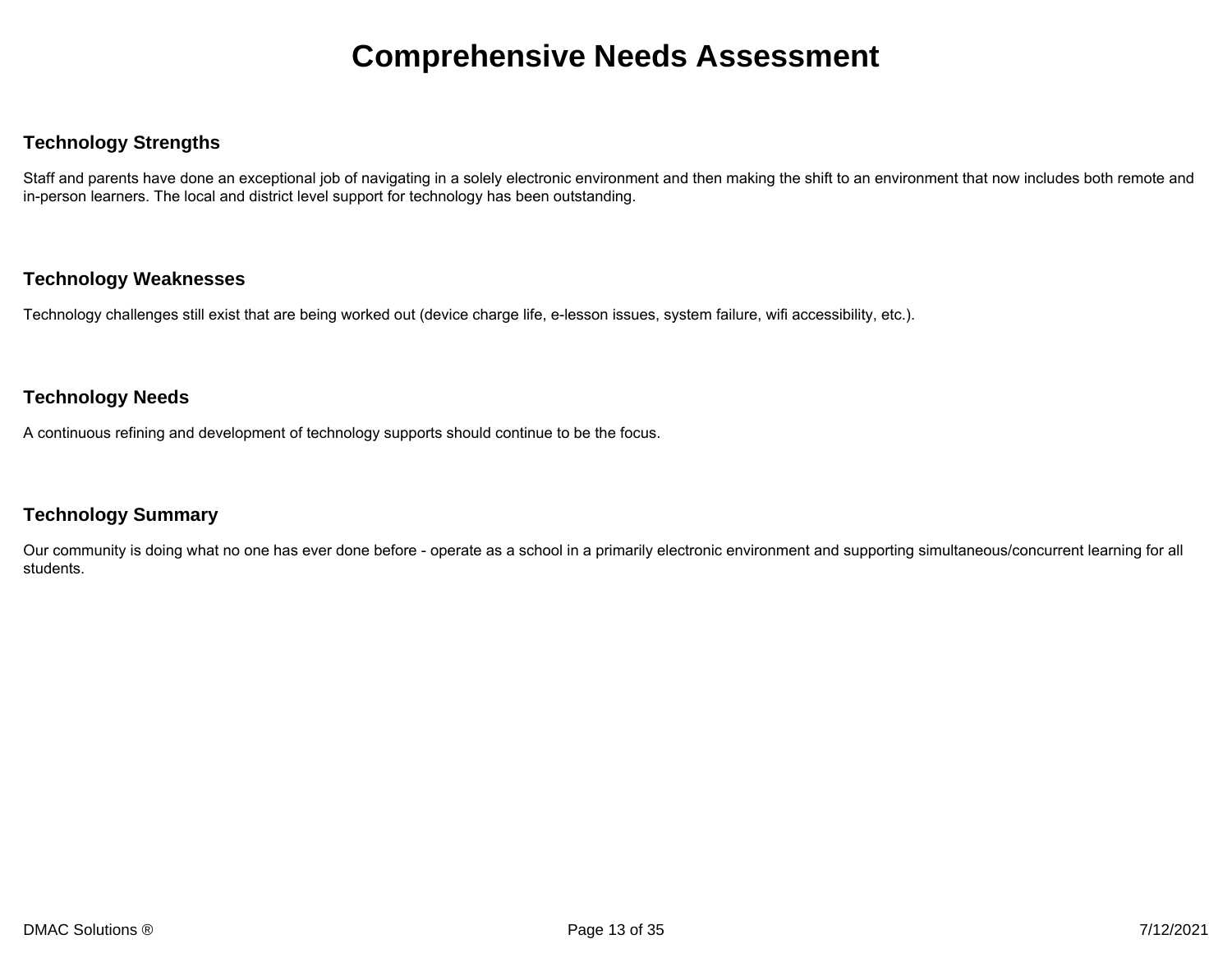# Comprehensive Needs Assessment

## Technology Strengths

Staff and parents have done an exceptional job of navigating in a solely electronic environment and then making the shift to an environment that now includes both remote and in-person learners. The local and district level support for technology has been outstanding.

## Technology Weaknesses

Technology challenges still exist that are being worked out (device charge life, e-lesson issues, system failure, wifi accessibility, etc.).

## Technology Needs

A continuous refining and development of technology supports should continue to be the focus.

## Technology Summary

Our community is doing what no one has ever done before - operate as a school in a primarily electronic environment and supporting simultaneous/concurrent learning for all students.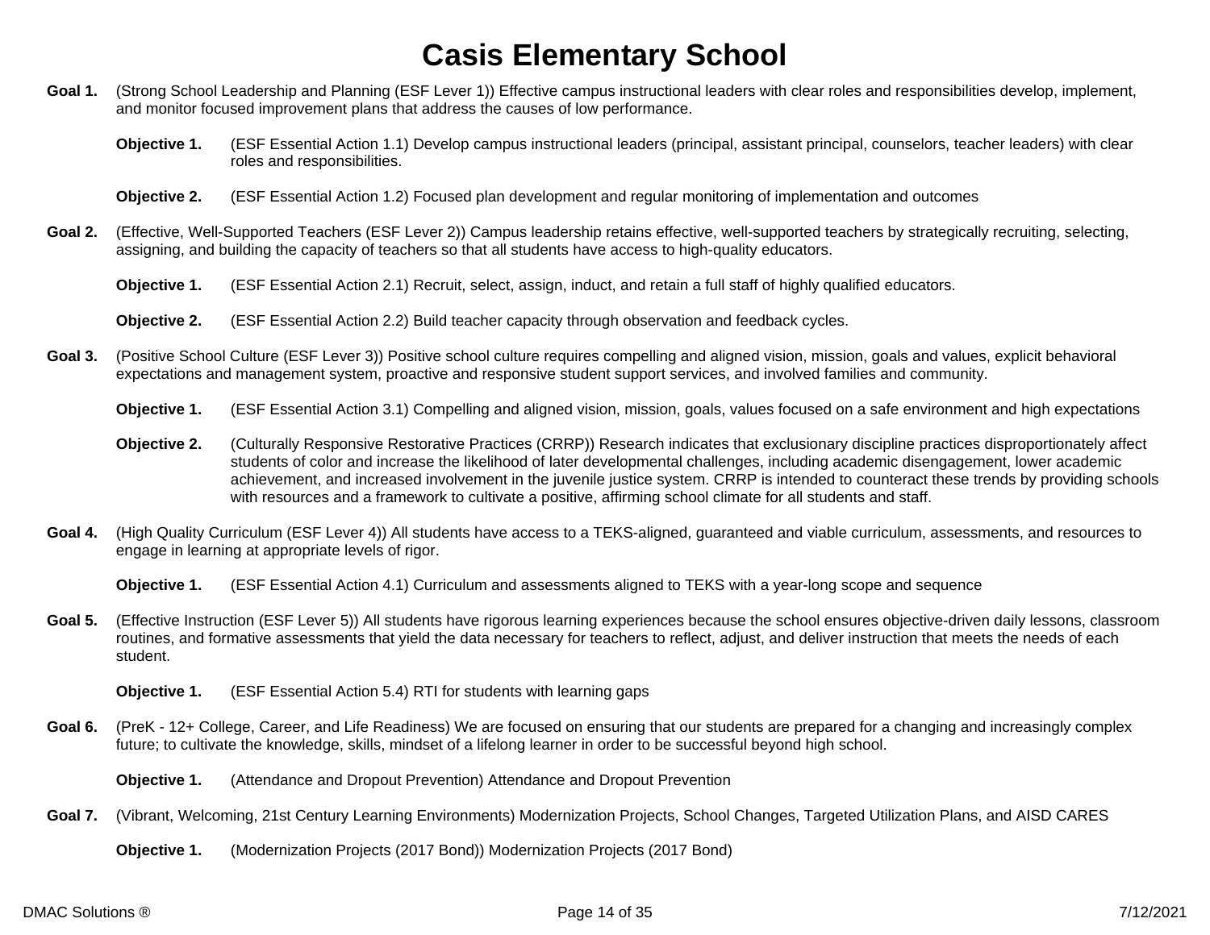# Casis Elementary School

**Goal 1.** (Strong School Leadership and Planning (ESF Lever 1)) Effective campus instructional leaders with clear roles and responsibilities develop, implement, and monitor focused improvement plans that address the causes of low performance.

- **Objective 1.** (ESF Essential Action 1.1) Develop campus instructional leaders (principal, assistant principal, counselors, teacher leaders) with clear roles and responsibilities.

- **Objective 2.** (ESF Essential Action 1.2) Focused plan development and regular monitoring of implementation and outcomes

**Goal 2.** (Effective, Well-Supported Teachers (ESF Lever 2)) Campus leadership retains effective, well-supported teachers by strategically recruiting, selecting, assigning, and building the capacity of teachers so that all students have access to high-quality educators.

- **Objective 1.** (ESF Essential Action 2.1) Recruit, select, assign, induct, and retain a full staff of highly qualified educators.

- **Objective 2.** (ESF Essential Action 2.2) Build teacher capacity through observation and feedback cycles.

**Goal 3.** (Positive School Culture (ESF Lever 3)) Positive school culture requires compelling and aligned vision, mission, goals and values, explicit behavioral expectations and management system, proactive and responsive student support services, and involved families and community.

- **Objective 1.** (ESF Essential Action 3.1) Compelling and aligned vision, mission, goals, values focused on a safe environment and high expectations

- **Objective 2.** (Culturally Responsive Restorative Practices (CRRP)) Research indicates that exclusionary discipline practices disproportionately affect students of color and increase the likelihood of later developmental challenges, including academic disengagement, lower academic achievement, and increased involvement in the juvenile justice system. CRRP is intended to counteract these trends by providing schools with resources and a framework to cultivate a positive, affirming school climate for all students and staff.

**Goal 4.** (High Quality Curriculum (ESF Lever 4)) All students have access to a TEKS-aligned, guaranteed and viable curriculum, assessments, and resources to engage in learning at appropriate levels of rigor.

- **Objective 1.** (ESF Essential Action 4.1) Curriculum and assessments aligned to TEKS with a year-long scope and sequence

**Goal 5.** (Effective Instruction (ESF Lever 5)) All students have rigorous learning experiences because the school ensures objective-driven daily lessons, classroom routines, and formative assessments that yield the data necessary for teachers to reflect, adjust, and deliver instruction that meets the needs of each student.

- **Objective 1.** (ESF Essential Action 5.4) RTI for students with learning gaps

**Goal 6.** (PreK - 12+ College, Career, and Life Readiness) We are focused on ensuring that our students are prepared for a changing and increasingly complex future; to cultivate the knowledge, skills, mindset of a lifelong learner in order to be successful beyond high school.

- **Objective 1.** (Attendance and Dropout Prevention) Attendance and Dropout Prevention

**Goal 7.** (Vibrant, Welcoming, 21st Century Learning Environments) Modernization Projects, School Changes, Targeted Utilization Plans, and AISD CARES

- **Objective 1.** (Modernization Projects (2017 Bond)) Modernization Projects (2017 Bond)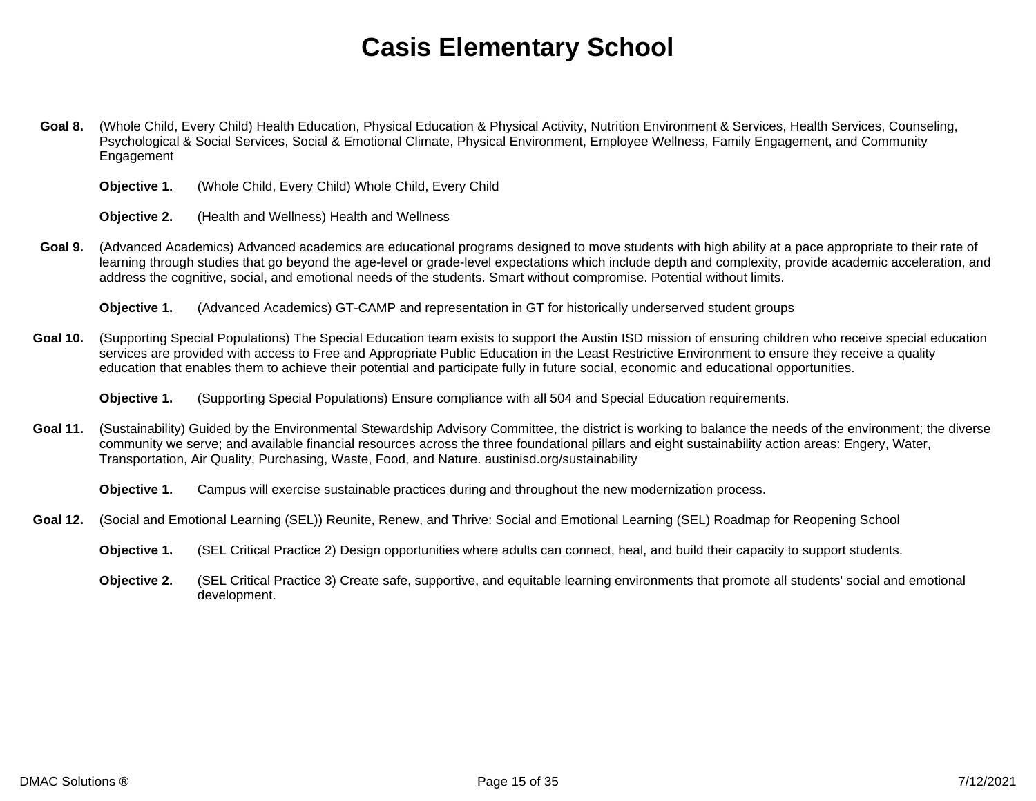# Casis Elementary School

**Goal 8.** (Whole Child, Every Child) Health Education, Physical Education & Physical Activity, Nutrition Environment & Services, Health Services, Counseling, Psychological & Social Services, Social & Emotional Climate, Physical Environment, Employee Wellness, Family Engagement, and Community Engagement

**Objective 1.** (Whole Child, Every Child) Whole Child, Every Child

**Objective 2.** (Health and Wellness) Health and Wellness

**Goal 9.** (Advanced Academics) Advanced academics are educational programs designed to move students with high ability at a pace appropriate to their rate of learning through studies that go beyond the age-level or grade-level expectations which include depth and complexity, provide academic acceleration, and address the cognitive, social, and emotional needs of the students. Smart without compromise. Potential without limits.

**Objective 1.** (Advanced Academics) GT-CAMP and representation in GT for historically underserved student groups

**Goal 10.** (Supporting Special Populations) The Special Education team exists to support the Austin ISD mission of ensuring children who receive special education services are provided with access to Free and Appropriate Public Education in the Least Restrictive Environment to ensure they receive a quality education that enables them to achieve their potential and participate fully in future social, economic and educational opportunities.

**Objective 1.** (Supporting Special Populations) Ensure compliance with all 504 and Special Education requirements.

**Goal 11.** (Sustainability) Guided by the Environmental Stewardship Advisory Committee, the district is working to balance the needs of the environment; the diverse community we serve; and available financial resources across the three foundational pillars and eight sustainability action areas: Engery, Water, Transportation, Air Quality, Purchasing, Waste, Food, and Nature. austinisd.org/sustainability

**Objective 1.** Campus will exercise sustainable practices during and throughout the new modernization process.

**Goal 12.** (Social and Emotional Learning (SEL)) Reunite, Renew, and Thrive: Social and Emotional Learning (SEL) Roadmap for Reopening School

**Objective 1.** (SEL Critical Practice 2) Design opportunities where adults can connect, heal, and build their capacity to support students.

**Objective 2.** (SEL Critical Practice 3) Create safe, supportive, and equitable learning environments that promote all students' social and emotional development.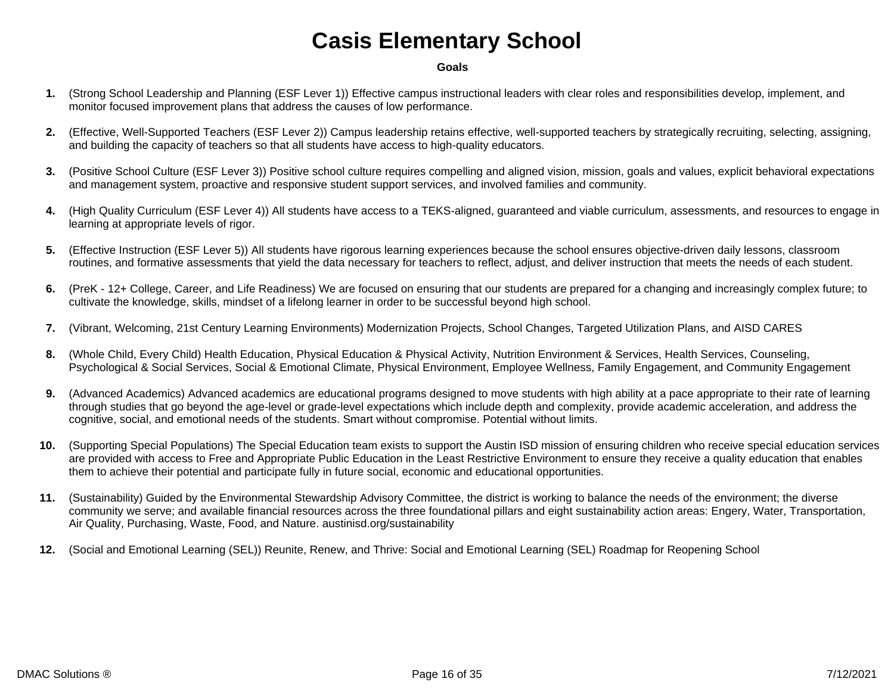# Casis Elementary School

**Goals**

1. (Strong School Leadership and Planning (ESF Lever 1)) Effective campus instructional leaders with clear roles and responsibilities develop, implement, and monitor focused improvement plans that address the causes of low performance.

2. (Effective, Well-Supported Teachers (ESF Lever 2)) Campus leadership retains effective, well-supported teachers by strategically recruiting, selecting, assigning, and building the capacity of teachers so that all students have access to high-quality educators.

3. (Positive School Culture (ESF Lever 3)) Positive school culture requires compelling and aligned vision, mission, goals and values, explicit behavioral expectations and management system, proactive and responsive student support services, and involved families and community.

4. (High Quality Curriculum (ESF Lever 4)) All students have access to a TEKS-aligned, guaranteed and viable curriculum, assessments, and resources to engage in learning at appropriate levels of rigor.

5. (Effective Instruction (ESF Lever 5)) All students have rigorous learning experiences because the school ensures objective-driven daily lessons, classroom routines, and formative assessments that yield the data necessary for teachers to reflect, adjust, and deliver instruction that meets the needs of each student.

6. (PreK - 12+ College, Career, and Life Readiness) We are focused on ensuring that our students are prepared for a changing and increasingly complex future; to cultivate the knowledge, skills, mindset of a lifelong learner in order to be successful beyond high school.

7. (Vibrant, Welcoming, 21st Century Learning Environments) Modernization Projects, School Changes, Targeted Utilization Plans, and AISD CARES

8. (Whole Child, Every Child) Health Education, Physical Education & Physical Activity, Nutrition Environment & Services, Health Services, Counseling, Psychological & Social Services, Social & Emotional Climate, Physical Environment, Employee Wellness, Family Engagement, and Community Engagement

9. (Advanced Academics) Advanced academics are educational programs designed to move students with high ability at a pace appropriate to their rate of learning through studies that go beyond the age-level or grade-level expectations which include depth and complexity, provide academic acceleration, and address the cognitive, social, and emotional needs of the students. Smart without compromise. Potential without limits.

10. (Supporting Special Populations) The Special Education team exists to support the Austin ISD mission of ensuring children who receive special education services are provided with access to Free and Appropriate Public Education in the Least Restrictive Environment to ensure they receive a quality education that enables them to achieve their potential and participate fully in future social, economic and educational opportunities.

11. (Sustainability) Guided by the Environmental Stewardship Advisory Committee, the district is working to balance the needs of the environment; the diverse community we serve; and available financial resources across the three foundational pillars and eight sustainability action areas: Engery, Water, Transportation, Air Quality, Purchasing, Waste, Food, and Nature. austinisd.org/sustainability

12. (Social and Emotional Learning (SEL)) Reunite, Renew, and Thrive: Social and Emotional Learning (SEL) Roadmap for Reopening School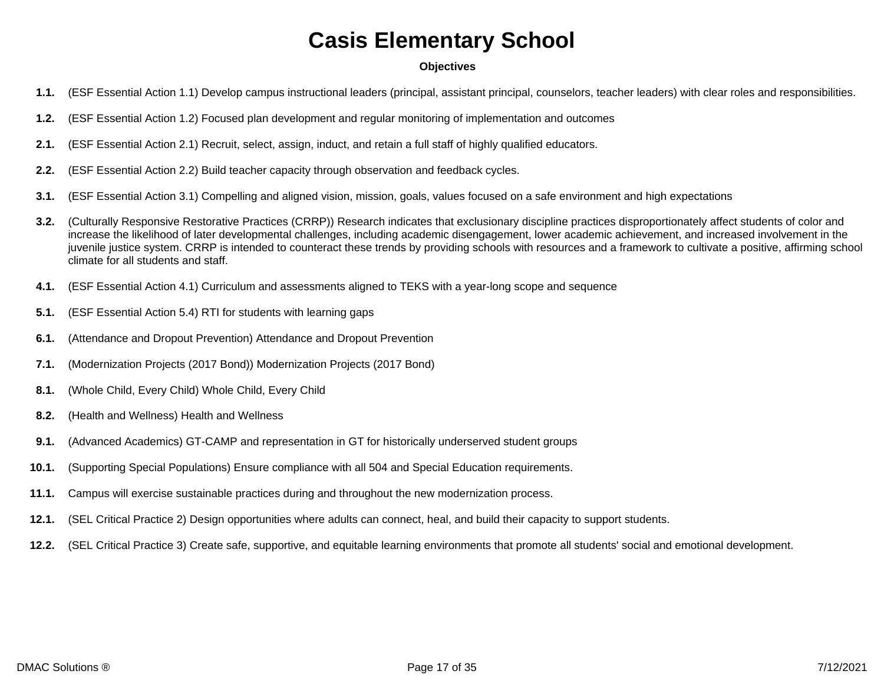# Casis Elementary School

**Objectives**

**1.1.** (ESF Essential Action 1.1) Develop campus instructional leaders (principal, assistant principal, counselors, teacher leaders) with clear roles and responsibilities.

**1.2.** (ESF Essential Action 1.2) Focused plan development and regular monitoring of implementation and outcomes

**2.1.** (ESF Essential Action 2.1) Recruit, select, assign, induct, and retain a full staff of highly qualified educators.

**2.2.** (ESF Essential Action 2.2) Build teacher capacity through observation and feedback cycles.

**3.1.** (ESF Essential Action 3.1) Compelling and aligned vision, mission, goals, values focused on a safe environment and high expectations

**3.2.** (Culturally Responsive Restorative Practices (CRRP)) Research indicates that exclusionary discipline practices disproportionately affect students of color and increase the likelihood of later developmental challenges, including academic disengagement, lower academic achievement, and increased involvement in the juvenile justice system. CRRP is intended to counteract these trends by providing schools with resources and a framework to cultivate a positive, affirming school climate for all students and staff.

**4.1.** (ESF Essential Action 4.1) Curriculum and assessments aligned to TEKS with a year-long scope and sequence

**5.1.** (ESF Essential Action 5.4) RTI for students with learning gaps

**6.1.** (Attendance and Dropout Prevention) Attendance and Dropout Prevention

**7.1.** (Modernization Projects (2017 Bond)) Modernization Projects (2017 Bond)

**8.1.** (Whole Child, Every Child) Whole Child, Every Child

**8.2.** (Health and Wellness) Health and Wellness

**9.1.** (Advanced Academics) GT-CAMP and representation in GT for historically underserved student groups

**10.1.** (Supporting Special Populations) Ensure compliance with all 504 and Special Education requirements.

**11.1.** Campus will exercise sustainable practices during and throughout the new modernization process.

**12.1.** (SEL Critical Practice 2) Design opportunities where adults can connect, heal, and build their capacity to support students.

**12.2.** (SEL Critical Practice 3) Create safe, supportive, and equitable learning environments that promote all students' social and emotional development.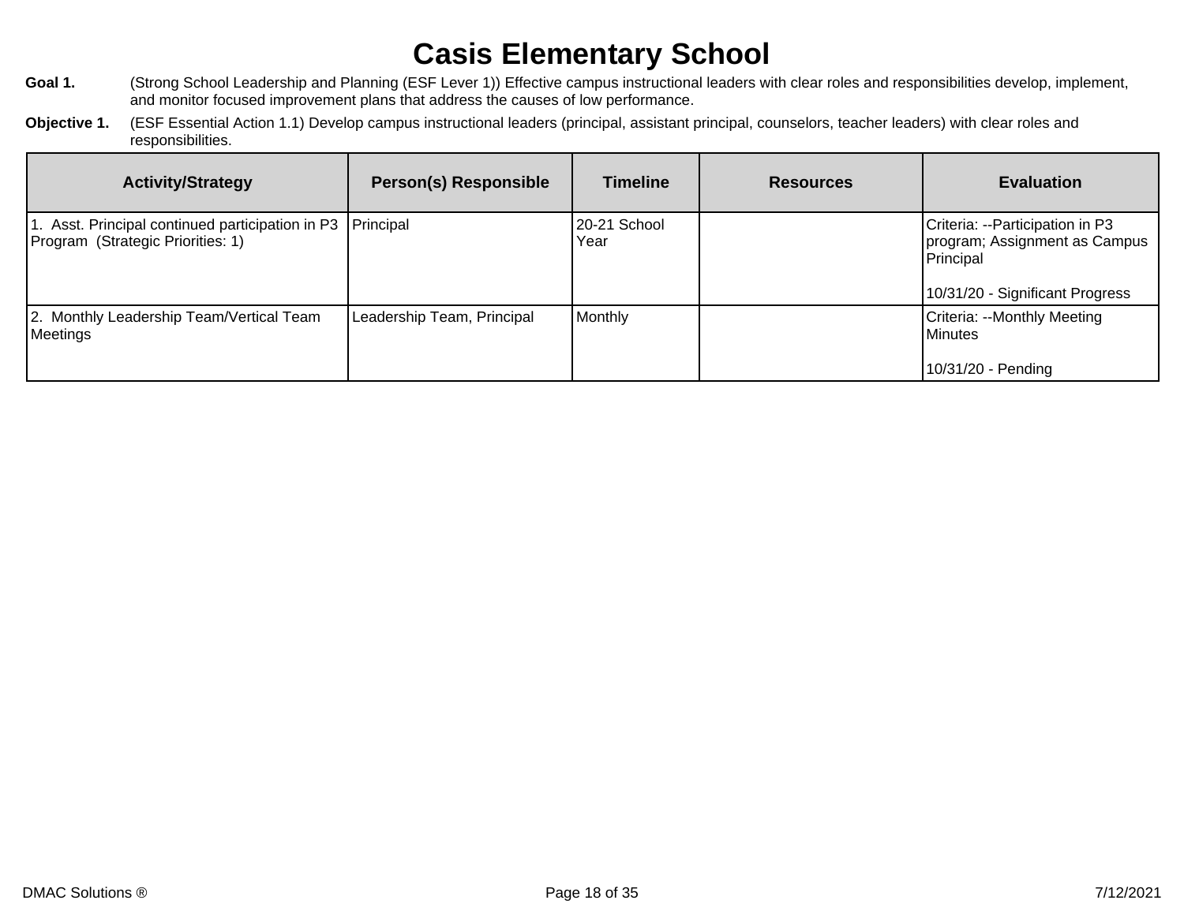# Casis Elementary School

**Goal 1.** (Strong School Leadership and Planning (ESF Lever 1)) Effective campus instructional leaders with clear roles and responsibilities develop, implement, and monitor focused improvement plans that address the causes of low performance.

**Objective 1.** (ESF Essential Action 1.1) Develop campus instructional leaders (principal, assistant principal, counselors, teacher leaders) with clear roles and responsibilities.

| Activity/Strategy | Person(s) Responsible | Timeline | Resources | Evaluation |
|---|---|---|---|---|
| 1. Asst. Principal continued participation in P3 Program (Strategic Priorities: 1) | Principal | 20-21 School Year | | Criteria: --Participation in P3 program; Assignment as Campus Principal<br><br>10/31/20 - Significant Progress |
| 2. Monthly Leadership Team/Vertical Team Meetings | Leadership Team, Principal | Monthly | | Criteria: --Monthly Meeting Minutes<br><br>10/31/20 - Pending |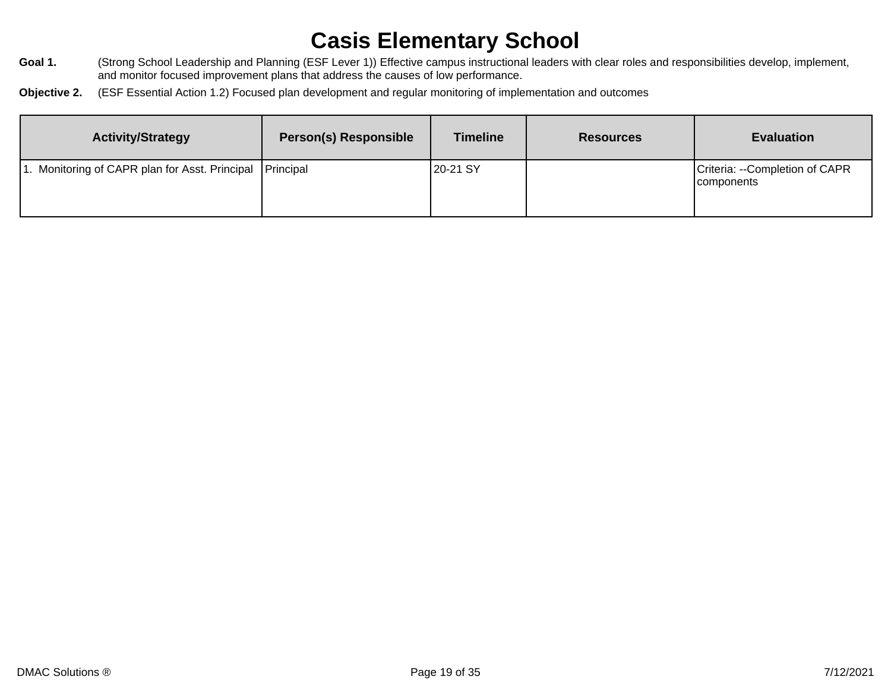# Casis Elementary School

**Goal 1.** (Strong School Leadership and Planning (ESF Lever 1)) Effective campus instructional leaders with clear roles and responsibilities develop, implement, and monitor focused improvement plans that address the causes of low performance.

**Objective 2.** (ESF Essential Action 1.2) Focused plan development and regular monitoring of implementation and outcomes

| Activity/Strategy | Person(s) Responsible | Timeline | Resources | Evaluation |
|---|---|---|---|---|
| 1. Monitoring of CAPR plan for Asst. Principal | Principal | 20-21 SY | | Criteria: --Completion of CAPR components |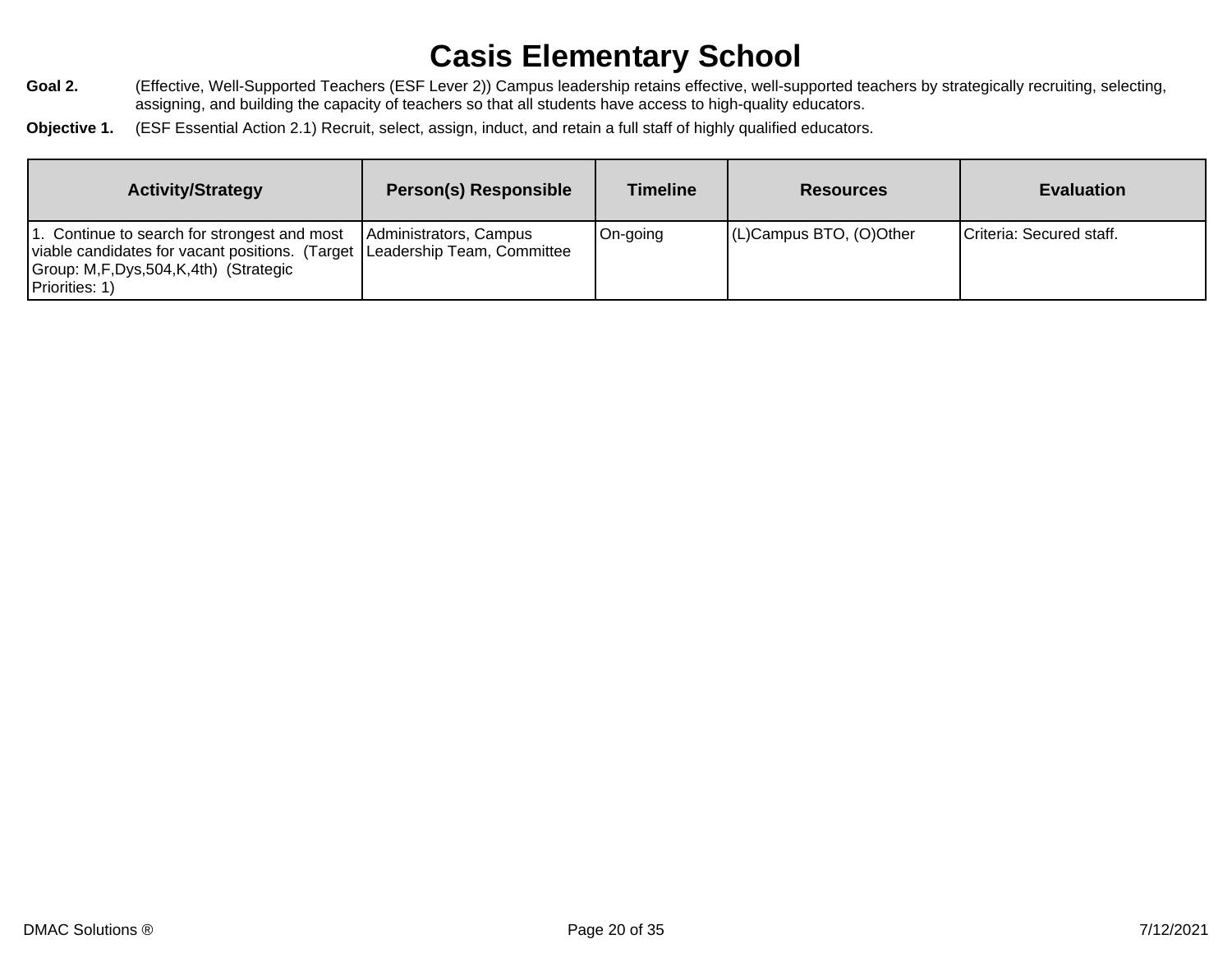# Casis Elementary School

**Goal 2.** (Effective, Well-Supported Teachers (ESF Lever 2)) Campus leadership retains effective, well-supported teachers by strategically recruiting, selecting, assigning, and building the capacity of teachers so that all students have access to high-quality educators.

**Objective 1.** (ESF Essential Action 2.1) Recruit, select, assign, induct, and retain a full staff of highly qualified educators.

| Activity/Strategy | Person(s) Responsible | Timeline | Resources | Evaluation |
|---|---|---|---|---|
| 1. Continue to search for strongest and most viable candidates for vacant positions. (Target Group: M,F,Dys,504,K,4th) (Strategic Priorities: 1) | Administrators, Campus Leadership Team, Committee | On-going | (L)Campus BTO, (O)Other | Criteria: Secured staff. |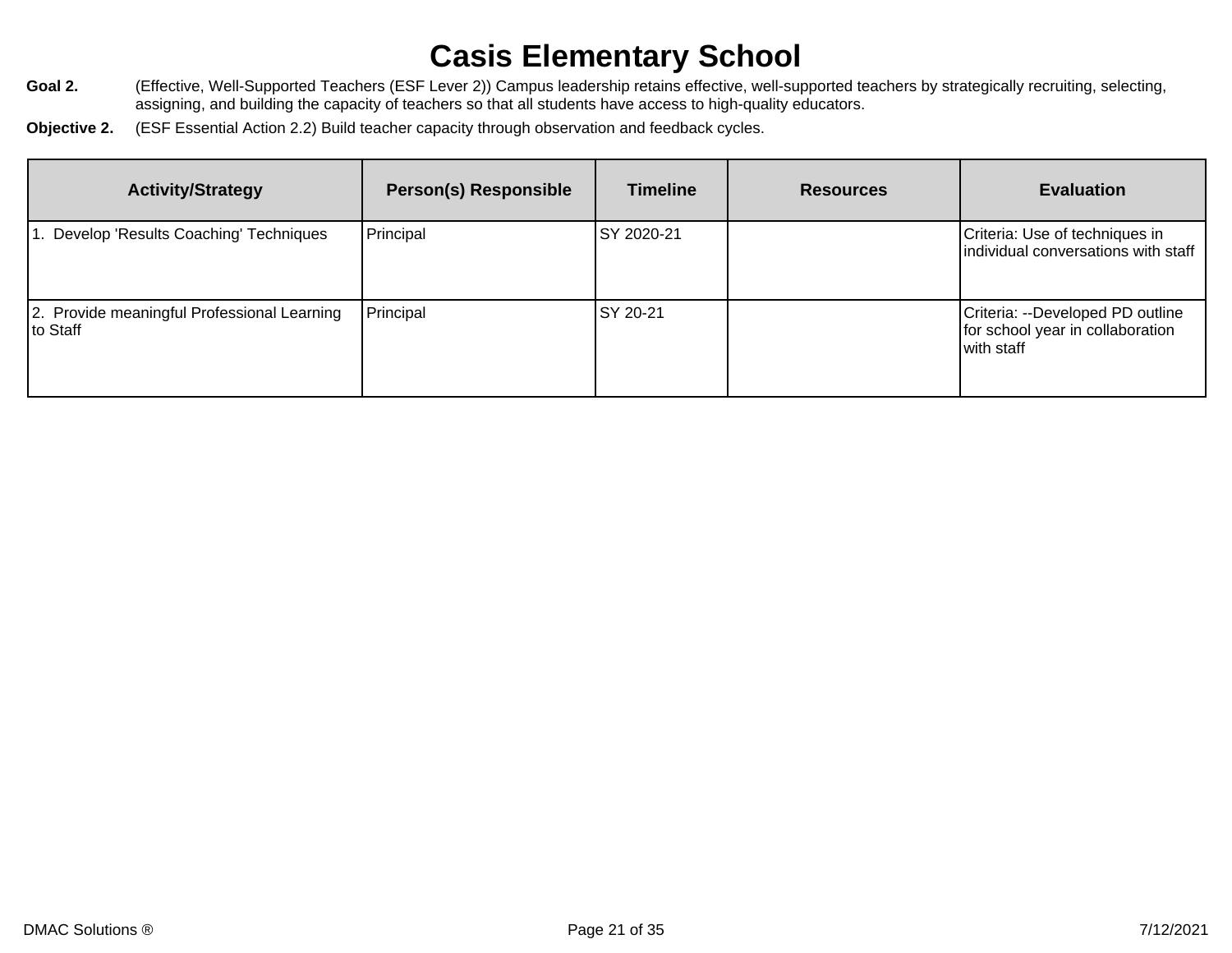# Casis Elementary School

**Goal 2.** (Effective, Well-Supported Teachers (ESF Lever 2)) Campus leadership retains effective, well-supported teachers by strategically recruiting, selecting, assigning, and building the capacity of teachers so that all students have access to high-quality educators.

**Objective 2.** (ESF Essential Action 2.2) Build teacher capacity through observation and feedback cycles.

| Activity/Strategy | Person(s) Responsible | Timeline | Resources | Evaluation |
|---|---|---|---|---|
| 1. Develop 'Results Coaching' Techniques | Principal | SY 2020-21 | | Criteria: Use of techniques in individual conversations with staff |
| 2. Provide meaningful Professional Learning to Staff | Principal | SY 20-21 | | Criteria: --Developed PD outline for school year in collaboration with staff |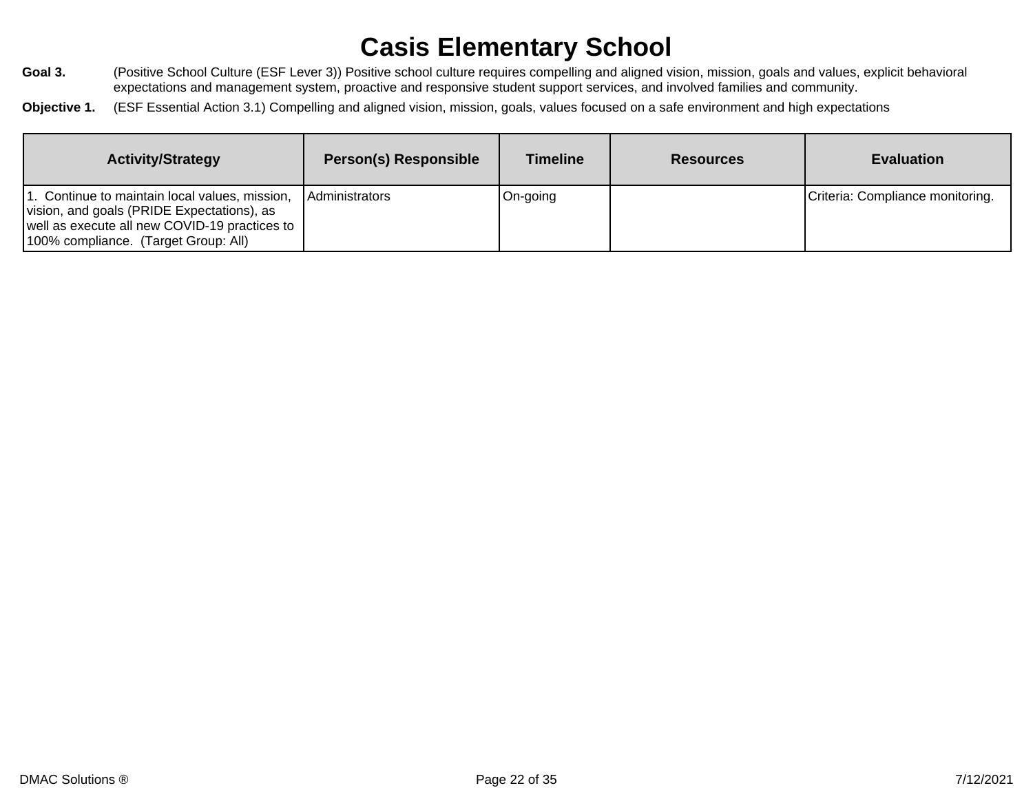# Casis Elementary School

**Goal 3.** (Positive School Culture (ESF Lever 3)) Positive school culture requires compelling and aligned vision, mission, goals and values, explicit behavioral expectations and management system, proactive and responsive student support services, and involved families and community.

**Objective 1.** (ESF Essential Action 3.1) Compelling and aligned vision, mission, goals, values focused on a safe environment and high expectations

| Activity/Strategy | Person(s) Responsible | Timeline | Resources | Evaluation |
|---|---|---|---|---|
| 1. Continue to maintain local values, mission, vision, and goals (PRIDE Expectations), as well as execute all new COVID-19 practices to 100% compliance. (Target Group: All) | Administrators | On-going | | Criteria: Compliance monitoring. |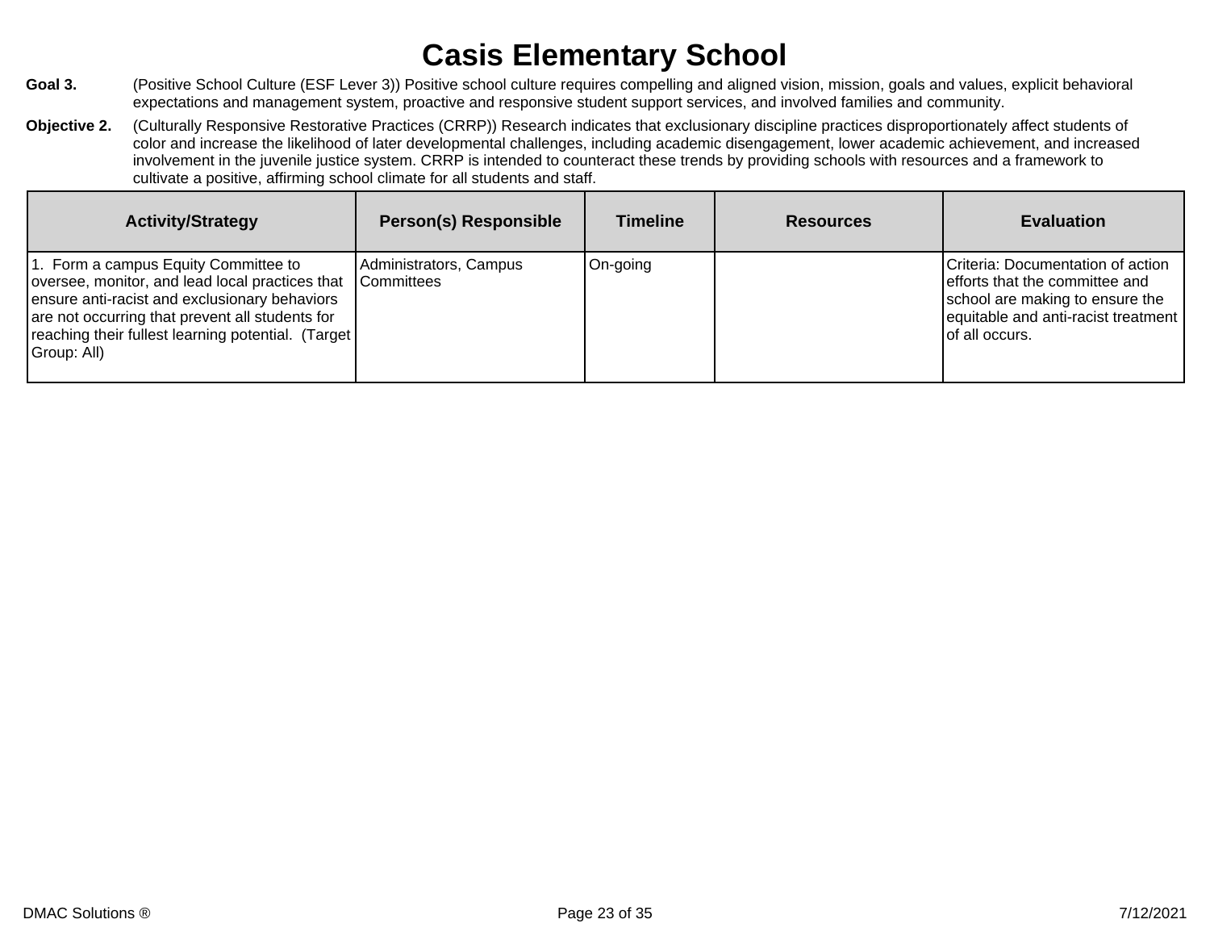# Casis Elementary School

**Goal 3.** (Positive School Culture (ESF Lever 3)) Positive school culture requires compelling and aligned vision, mission, goals and values, explicit behavioral expectations and management system, proactive and responsive student support services, and involved families and community.

**Objective 2.** (Culturally Responsive Restorative Practices (CRRP)) Research indicates that exclusionary discipline practices disproportionately affect students of color and increase the likelihood of later developmental challenges, including academic disengagement, lower academic achievement, and increased involvement in the juvenile justice system. CRRP is intended to counteract these trends by providing schools with resources and a framework to cultivate a positive, affirming school climate for all students and staff.

| Activity/Strategy | Person(s) Responsible | Timeline | Resources | Evaluation |
|---|---|---|---|---|
| 1. Form a campus Equity Committee to oversee, monitor, and lead local practices that ensure anti-racist and exclusionary behaviors are not occurring that prevent all students for reaching their fullest learning potential. (Target Group: All) | Administrators, Campus Committees | On-going | | Criteria: Documentation of action efforts that the committee and school are making to ensure the equitable and anti-racist treatment of all occurs. |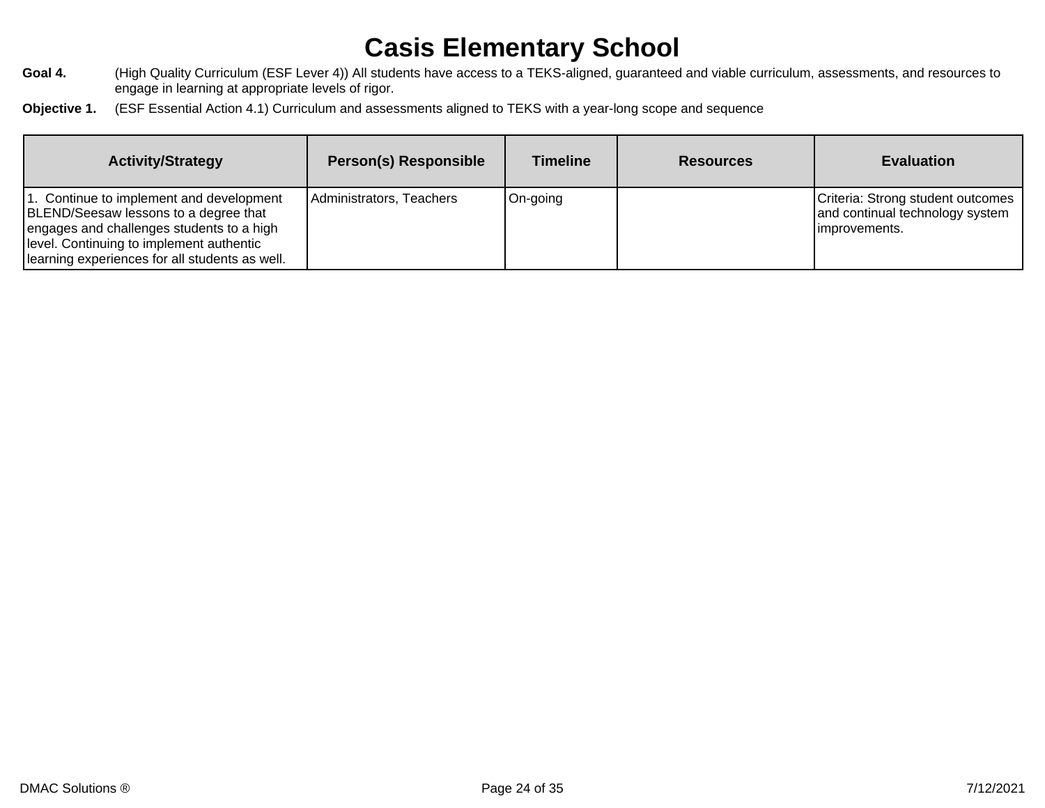# Casis Elementary School

**Goal 4.** (High Quality Curriculum (ESF Lever 4)) All students have access to a TEKS-aligned, guaranteed and viable curriculum, assessments, and resources to engage in learning at appropriate levels of rigor.

**Objective 1.** (ESF Essential Action 4.1) Curriculum and assessments aligned to TEKS with a year-long scope and sequence

| Activity/Strategy | Person(s) Responsible | Timeline | Resources | Evaluation |
|---|---|---|---|---|
| 1. Continue to implement and development BLEND/Seesaw lessons to a degree that engages and challenges students to a high level. Continuing to implement authentic learning experiences for all students as well. | Administrators, Teachers | On-going | | Criteria: Strong student outcomes and continual technology system improvements. |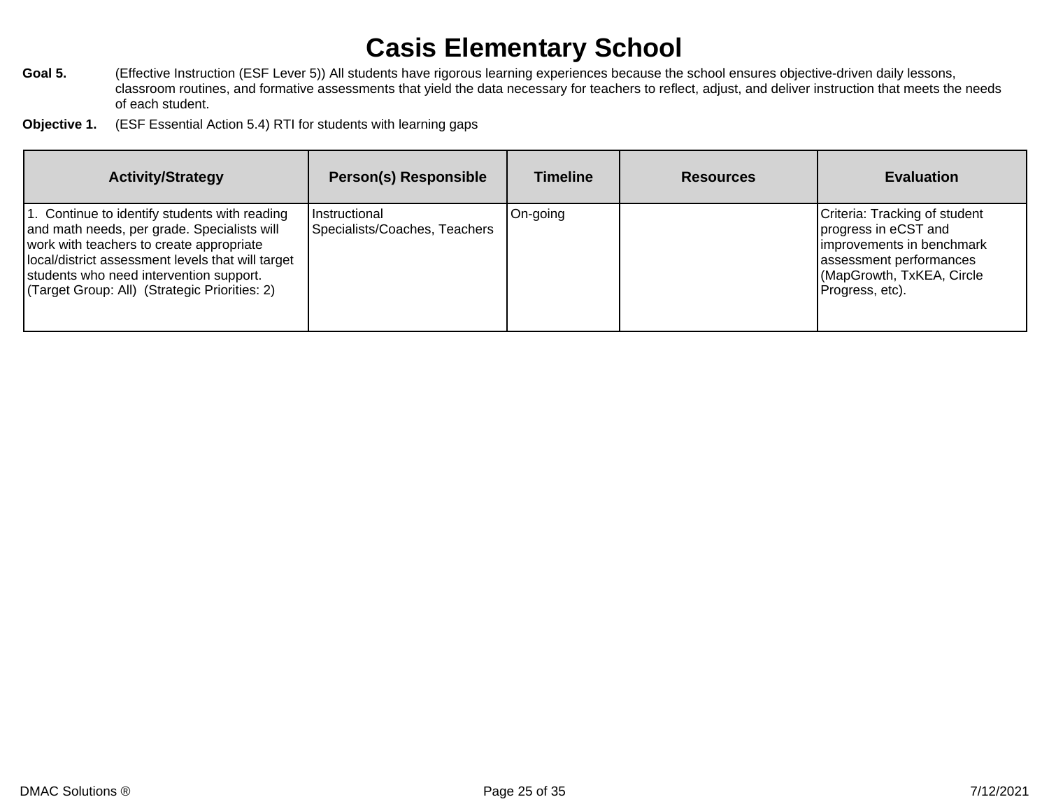# Casis Elementary School

**Goal 5.** (Effective Instruction (ESF Lever 5)) All students have rigorous learning experiences because the school ensures objective-driven daily lessons, classroom routines, and formative assessments that yield the data necessary for teachers to reflect, adjust, and deliver instruction that meets the needs of each student.

**Objective 1.** (ESF Essential Action 5.4) RTI for students with learning gaps

| Activity/Strategy | Person(s) Responsible | Timeline | Resources | Evaluation |
|---|---|---|---|---|
| 1. Continue to identify students with reading and math needs, per grade. Specialists will work with teachers to create appropriate local/district assessment levels that will target students who need intervention support. (Target Group: All) (Strategic Priorities: 2) | Instructional Specialists/Coaches, Teachers | On-going | | Criteria: Tracking of student progress in eCST and improvements in benchmark assessment performances (MapGrowth, TxKEA, Circle Progress, etc). |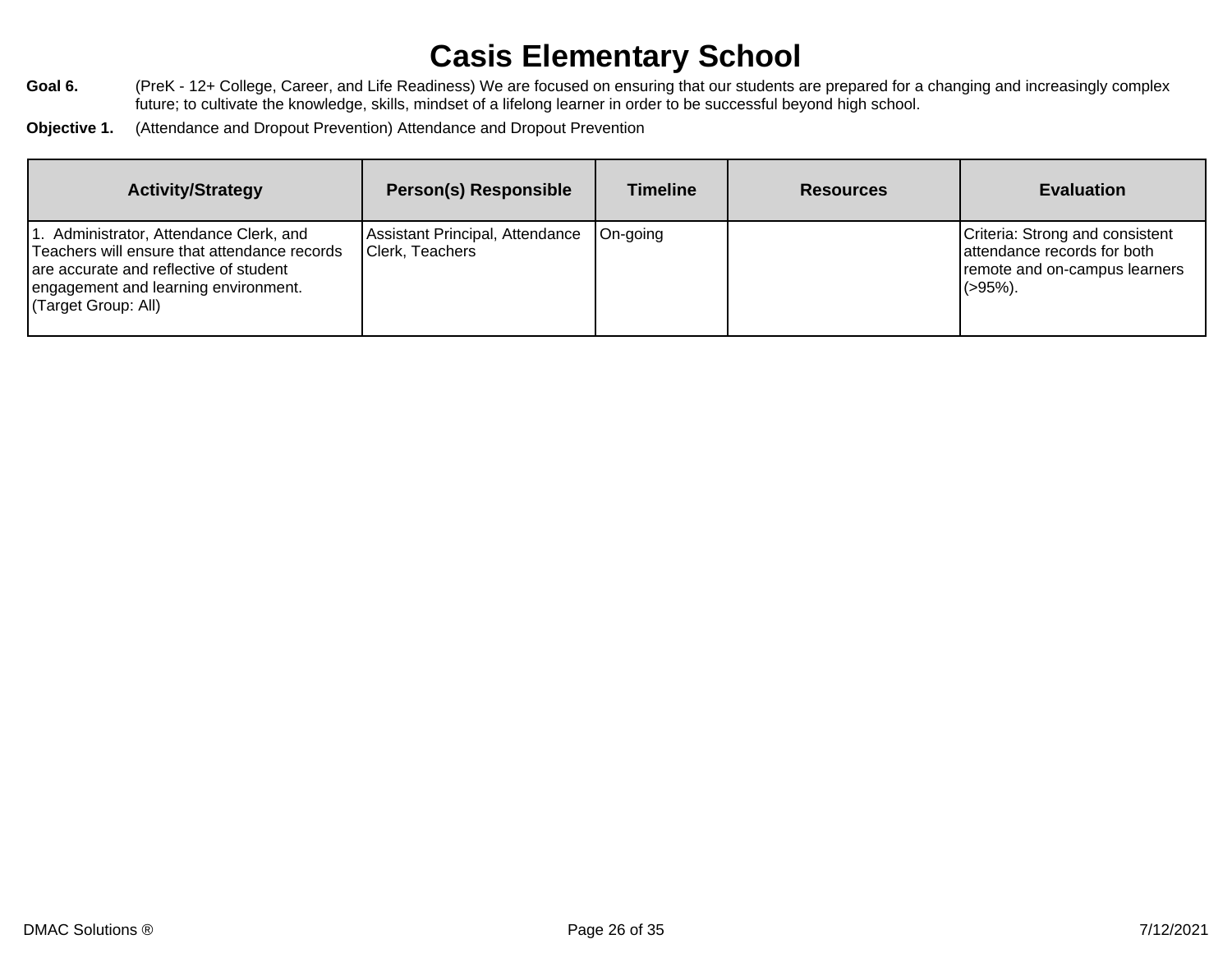# Casis Elementary School

**Goal 6.** (PreK - 12+ College, Career, and Life Readiness) We are focused on ensuring that our students are prepared for a changing and increasingly complex future; to cultivate the knowledge, skills, mindset of a lifelong learner in order to be successful beyond high school.

**Objective 1.** (Attendance and Dropout Prevention) Attendance and Dropout Prevention

| Activity/Strategy | Person(s) Responsible | Timeline | Resources | Evaluation |
|---|---|---|---|---|
| 1. Administrator, Attendance Clerk, and Teachers will ensure that attendance records are accurate and reflective of student engagement and learning environment. (Target Group: All) | Assistant Principal, Attendance Clerk, Teachers | On-going | | Criteria: Strong and consistent attendance records for both remote and on-campus learners (>95%). |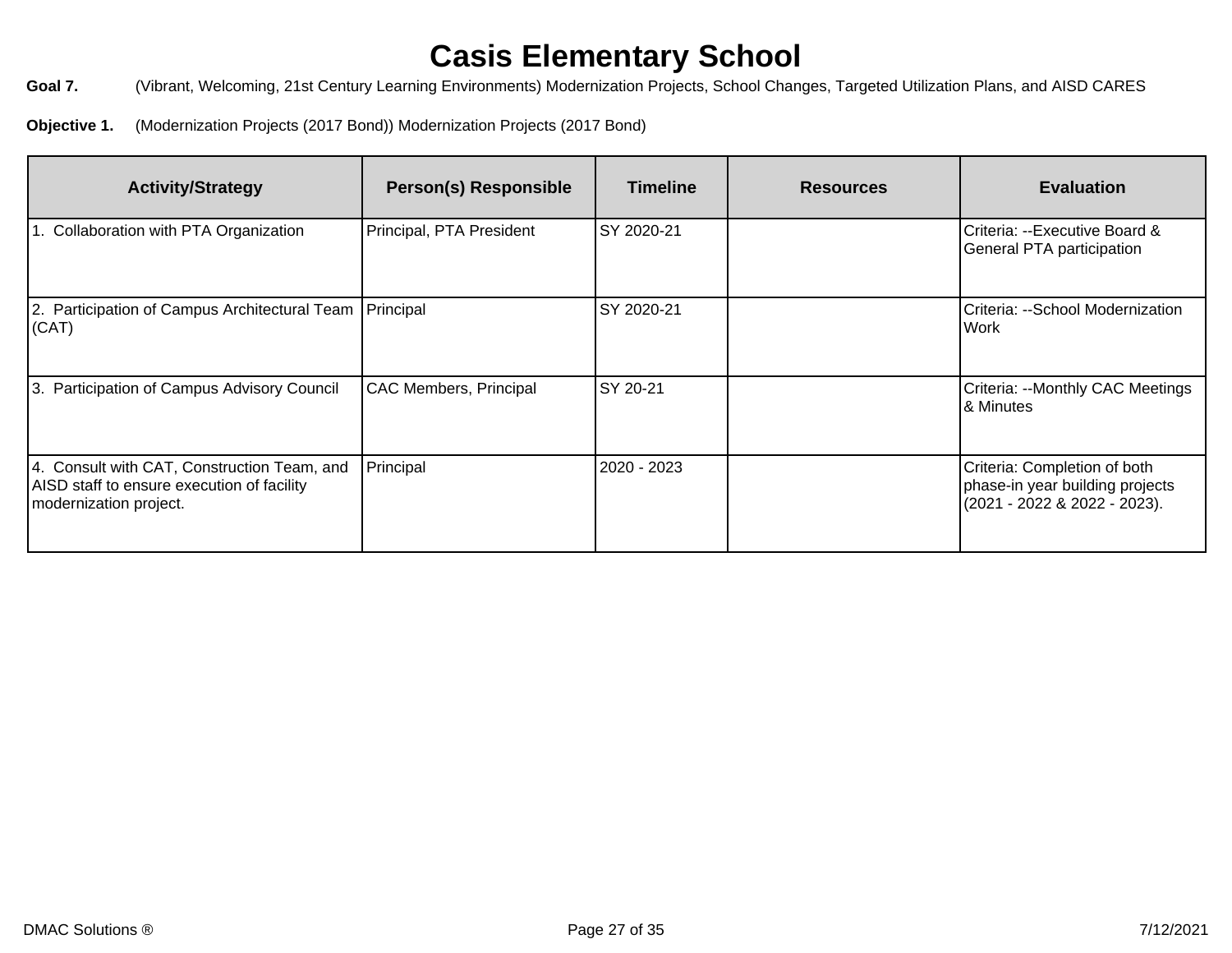# Casis Elementary School

**Goal 7.** (Vibrant, Welcoming, 21st Century Learning Environments) Modernization Projects, School Changes, Targeted Utilization Plans, and AISD CARES

**Objective 1.** (Modernization Projects (2017 Bond)) Modernization Projects (2017 Bond)

| Activity/Strategy | Person(s) Responsible | Timeline | Resources | Evaluation |
|---|---|---|---|---|
| 1. Collaboration with PTA Organization | Principal, PTA President | SY 2020-21 | | Criteria: --Executive Board & General PTA participation |
| 2. Participation of Campus Architectural Team (CAT) | Principal | SY 2020-21 | | Criteria: --School Modernization Work |
| 3. Participation of Campus Advisory Council | CAC Members, Principal | SY 20-21 | | Criteria: --Monthly CAC Meetings & Minutes |
| 4. Consult with CAT, Construction Team, and AISD staff to ensure execution of facility modernization project. | Principal | 2020 - 2023 | | Criteria: Completion of both phase-in year building projects (2021 - 2022 & 2022 - 2023). |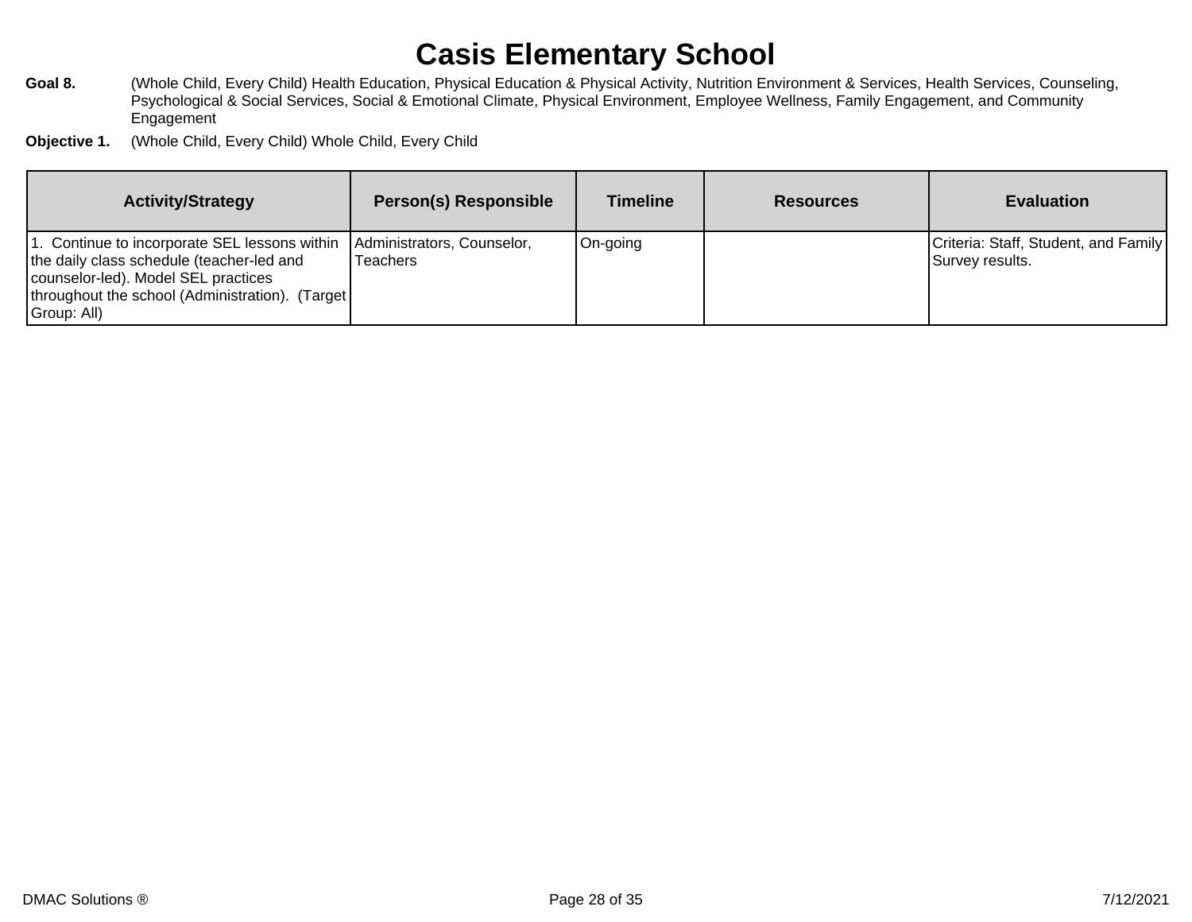# Casis Elementary School

**Goal 8.** (Whole Child, Every Child) Health Education, Physical Education & Physical Activity, Nutrition Environment & Services, Health Services, Counseling, Psychological & Social Services, Social & Emotional Climate, Physical Environment, Employee Wellness, Family Engagement, and Community Engagement

**Objective 1.** (Whole Child, Every Child) Whole Child, Every Child

| Activity/Strategy | Person(s) Responsible | Timeline | Resources | Evaluation |
|---|---|---|---|---|
| 1. Continue to incorporate SEL lessons within the daily class schedule (teacher-led and counselor-led). Model SEL practices throughout the school (Administration). (Target Group: All) | Administrators, Counselor, Teachers | On-going | | Criteria: Staff, Student, and Family Survey results. |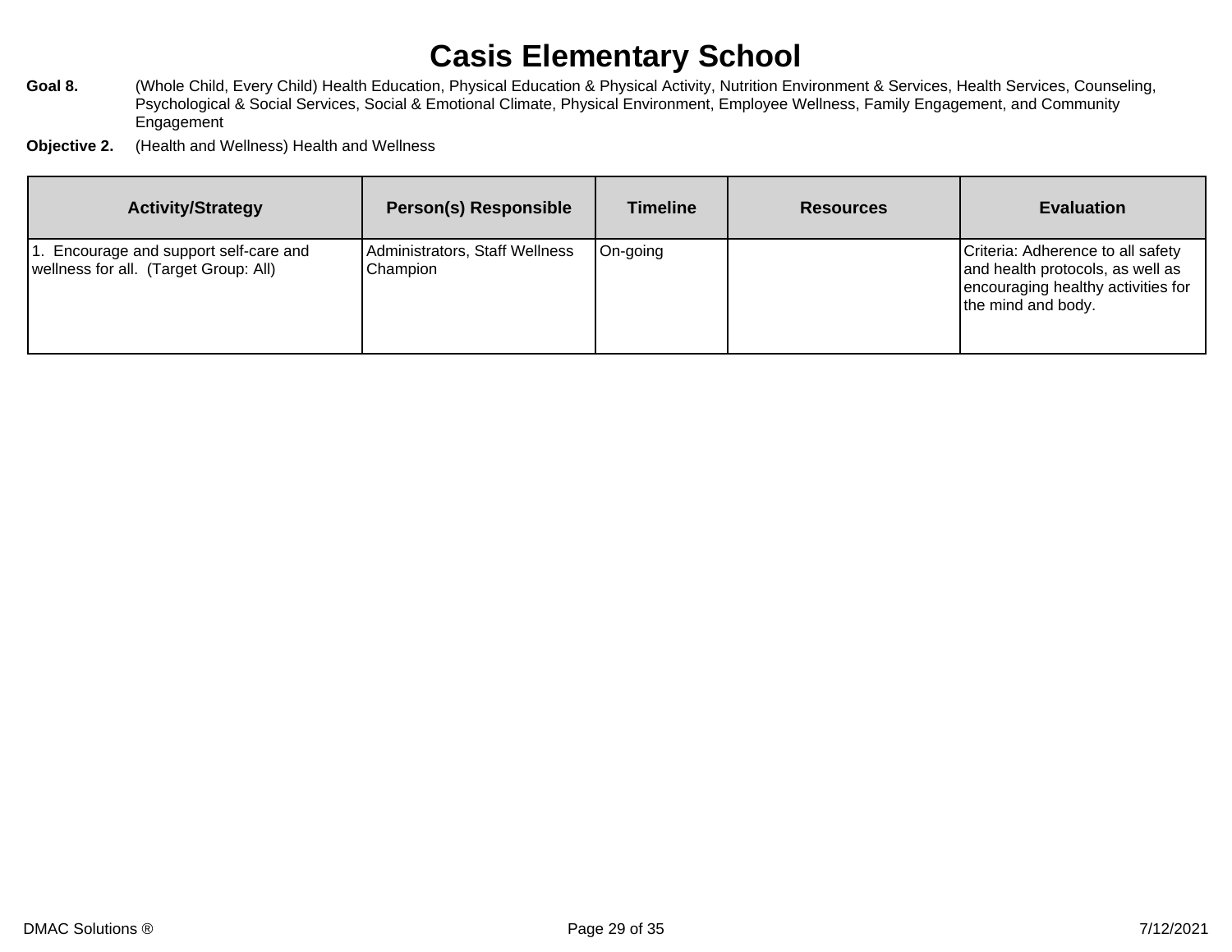# Casis Elementary School

**Goal 8.** (Whole Child, Every Child) Health Education, Physical Education & Physical Activity, Nutrition Environment & Services, Health Services, Counseling, Psychological & Social Services, Social & Emotional Climate, Physical Environment, Employee Wellness, Family Engagement, and Community Engagement

**Objective 2.** (Health and Wellness) Health and Wellness

| Activity/Strategy | Person(s) Responsible | Timeline | Resources | Evaluation |
|---|---|---|---|---|
| 1. Encourage and support self-care and wellness for all. (Target Group: All) | Administrators, Staff Wellness Champion | On-going | | Criteria: Adherence to all safety and health protocols, as well as encouraging healthy activities for the mind and body. |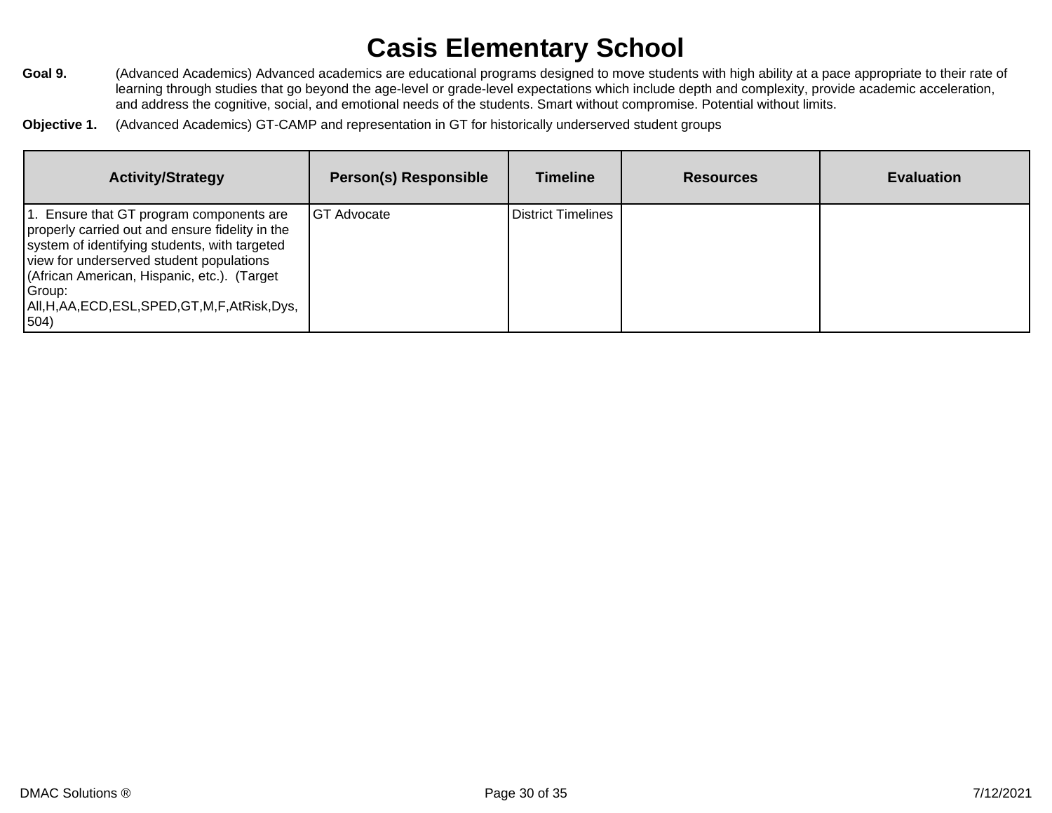# Casis Elementary School

**Goal 9.** (Advanced Academics) Advanced academics are educational programs designed to move students with high ability at a pace appropriate to their rate of learning through studies that go beyond the age-level or grade-level expectations which include depth and complexity, provide academic acceleration, and address the cognitive, social, and emotional needs of the students. Smart without compromise. Potential without limits.

**Objective 1.** (Advanced Academics) GT-CAMP and representation in GT for historically underserved student groups

| Activity/Strategy | Person(s) Responsible | Timeline | Resources | Evaluation |
|---|---|---|---|---|
| 1. Ensure that GT program components are properly carried out and ensure fidelity in the system of identifying students, with targeted view for underserved student populations (African American, Hispanic, etc.). (Target Group: All,H,AA,ECD,ESL,SPED,GT,M,F,AtRisk,Dys,504) | GT Advocate | District Timelines | | |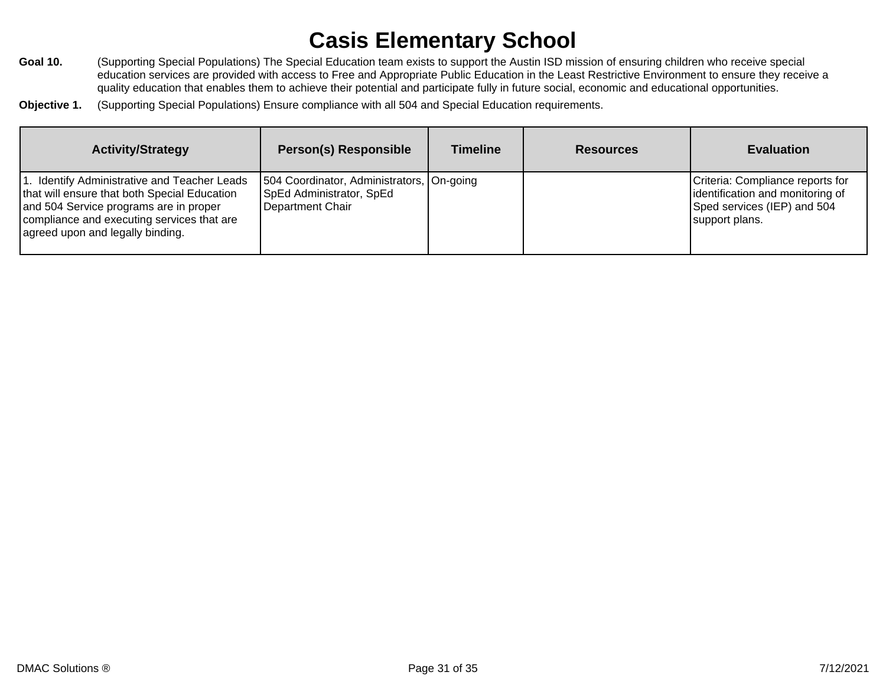# Casis Elementary School

**Goal 10.** (Supporting Special Populations) The Special Education team exists to support the Austin ISD mission of ensuring children who receive special education services are provided with access to Free and Appropriate Public Education in the Least Restrictive Environment to ensure they receive a quality education that enables them to achieve their potential and participate fully in future social, economic and educational opportunities.

**Objective 1.** (Supporting Special Populations) Ensure compliance with all 504 and Special Education requirements.

| Activity/Strategy | Person(s) Responsible | Timeline | Resources | Evaluation |
|---|---|---|---|---|
| 1. Identify Administrative and Teacher Leads that will ensure that both Special Education and 504 Service programs are in proper compliance and executing services that are agreed upon and legally binding. | 504 Coordinator, Administrators, SpEd Administrator, SpEd Department Chair | On-going | | Criteria: Compliance reports for identification and monitoring of Sped services (IEP) and 504 support plans. |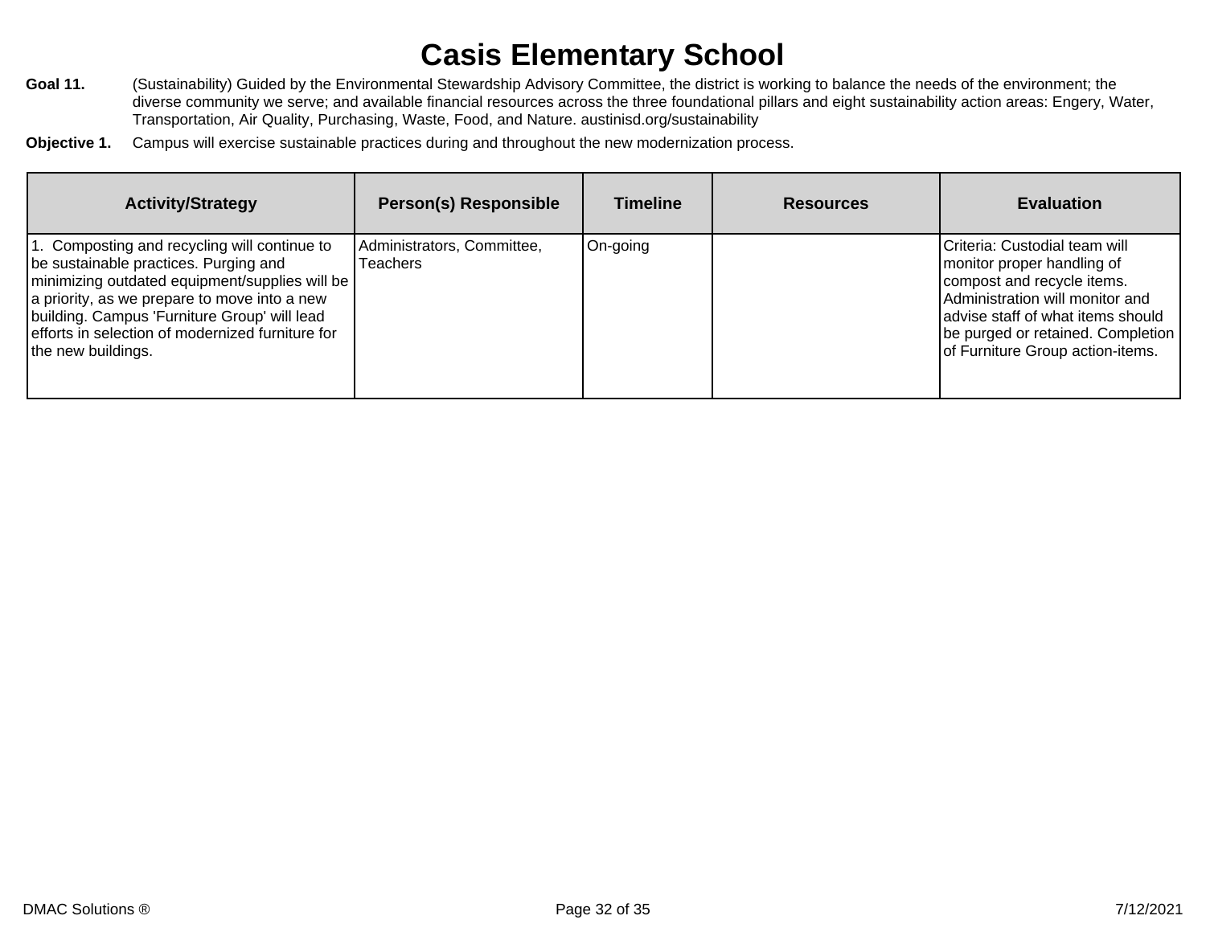# Casis Elementary School

**Goal 11.** (Sustainability) Guided by the Environmental Stewardship Advisory Committee, the district is working to balance the needs of the environment; the diverse community we serve; and available financial resources across the three foundational pillars and eight sustainability action areas: Engery, Water, Transportation, Air Quality, Purchasing, Waste, Food, and Nature. austinisd.org/sustainability

**Objective 1.** Campus will exercise sustainable practices during and throughout the new modernization process.

| Activity/Strategy | Person(s) Responsible | Timeline | Resources | Evaluation |
|---|---|---|---|---|
| 1. Composting and recycling will continue to be sustainable practices. Purging and minimizing outdated equipment/supplies will be a priority, as we prepare to move into a new building. Campus 'Furniture Group' will lead efforts in selection of modernized furniture for the new buildings. | Administrators, Committee, Teachers | On-going | | Criteria: Custodial team will monitor proper handling of compost and recycle items. Administration will monitor and advise staff of what items should be purged or retained. Completion of Furniture Group action-items. |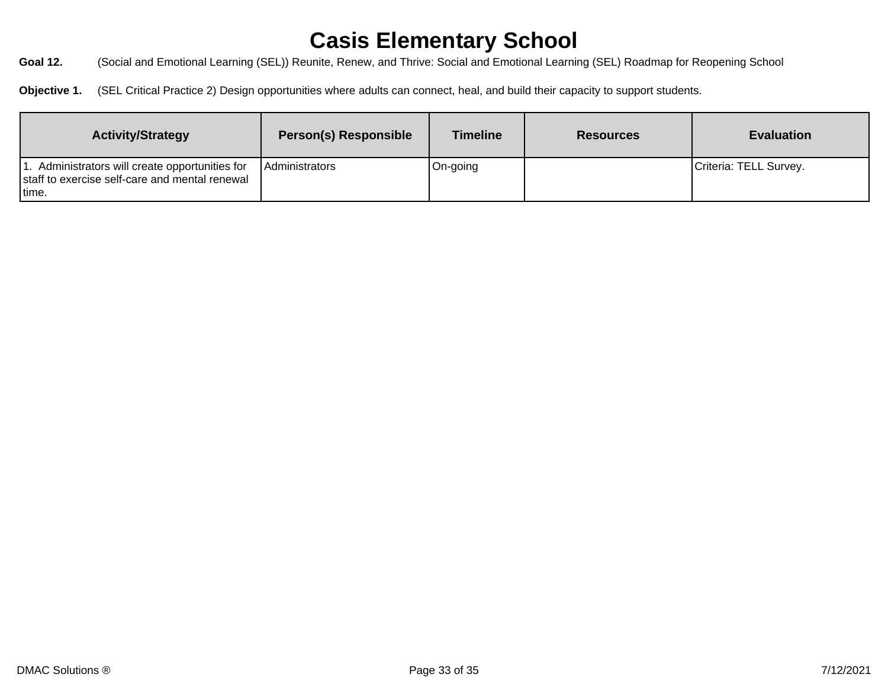# Casis Elementary School

**Goal 12.** (Social and Emotional Learning (SEL)) Reunite, Renew, and Thrive: Social and Emotional Learning (SEL) Roadmap for Reopening School

**Objective 1.** (SEL Critical Practice 2) Design opportunities where adults can connect, heal, and build their capacity to support students.

| Activity/Strategy | Person(s) Responsible | Timeline | Resources | Evaluation |
| --- | --- | --- | --- | --- |
| 1. Administrators will create opportunities for staff to exercise self-care and mental renewal time. | Administrators | On-going | | Criteria: TELL Survey. |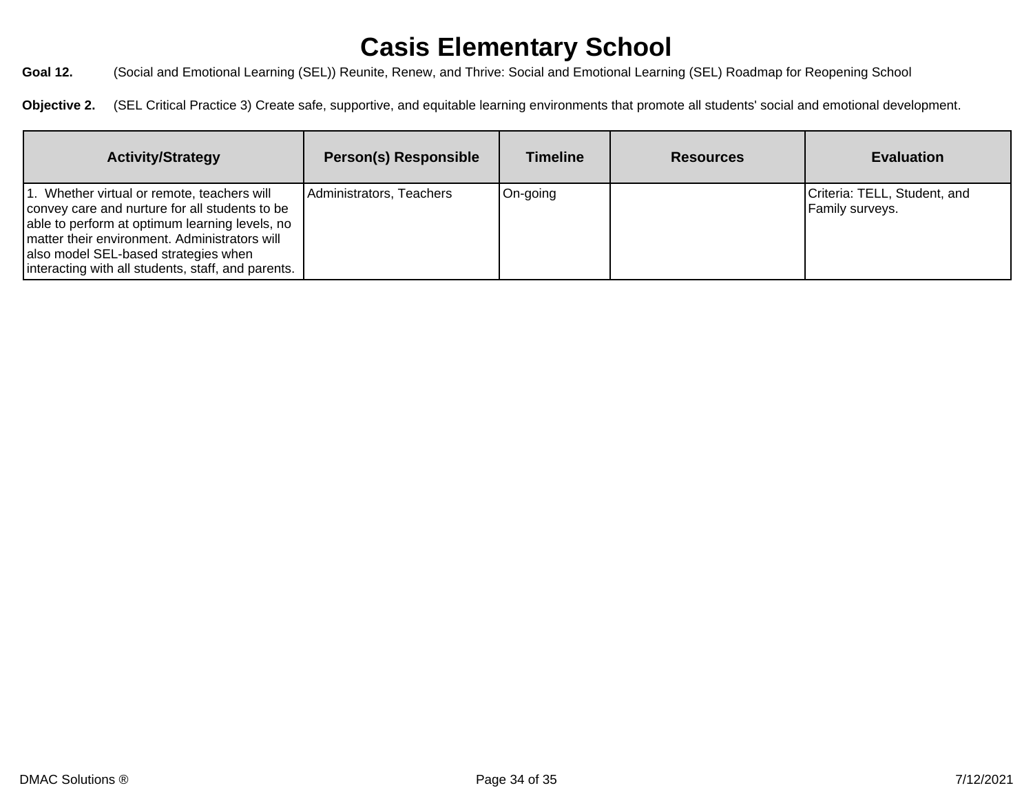# Casis Elementary School

**Goal 12.** (Social and Emotional Learning (SEL)) Reunite, Renew, and Thrive: Social and Emotional Learning (SEL) Roadmap for Reopening School

**Objective 2.** (SEL Critical Practice 3) Create safe, supportive, and equitable learning environments that promote all students' social and emotional development.

| Activity/Strategy | Person(s) Responsible | Timeline | Resources | Evaluation |
|---|---|---|---|---|
| 1. Whether virtual or remote, teachers will convey care and nurture for all students to be able to perform at optimum learning levels, no matter their environment. Administrators will also model SEL-based strategies when interacting with all students, staff, and parents. | Administrators, Teachers | On-going | | Criteria: TELL, Student, and Family surveys. |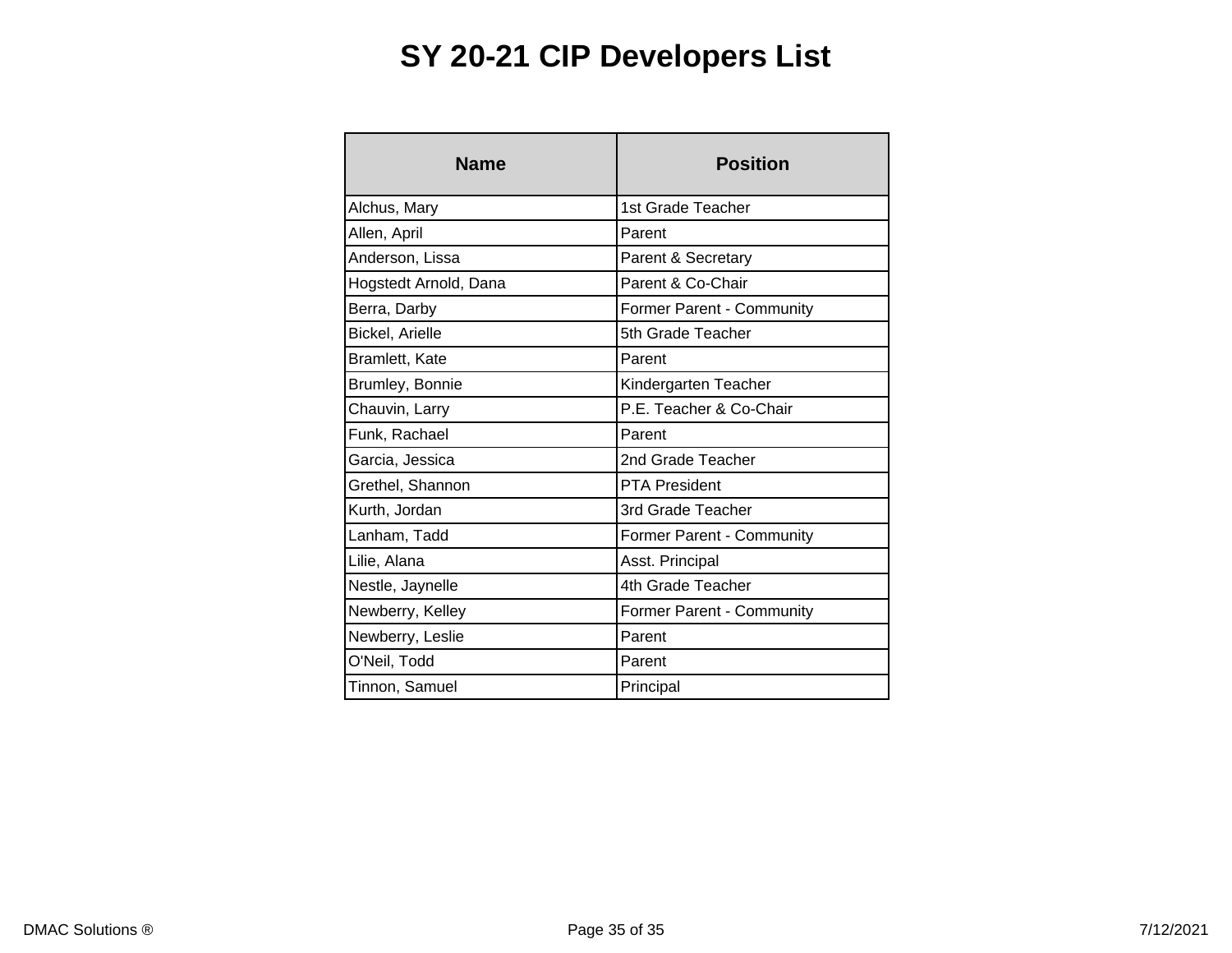# SY 20-21 CIP Developers List

| Name | Position |
|---|---|
| Alchus, Mary | 1st Grade Teacher |
| Allen, April | Parent |
| Anderson, Lissa | Parent & Secretary |
| Hogstedt Arnold, Dana | Parent & Co-Chair |
| Berra, Darby | Former Parent - Community |
| Bickel, Arielle | 5th Grade Teacher |
| Bramlett, Kate | Parent |
| Brumley, Bonnie | Kindergarten Teacher |
| Chauvin, Larry | P.E. Teacher & Co-Chair |
| Funk, Rachael | Parent |
| Garcia, Jessica | 2nd Grade Teacher |
| Grethel, Shannon | PTA President |
| Kurth, Jordan | 3rd Grade Teacher |
| Lanham, Tadd | Former Parent - Community |
| Lilie, Alana | Asst. Principal |
| Nestle, Jaynelle | 4th Grade Teacher |
| Newberry, Kelley | Former Parent - Community |
| Newberry, Leslie | Parent |
| O'Neil, Todd | Parent |
| Tinnon, Samuel | Principal |